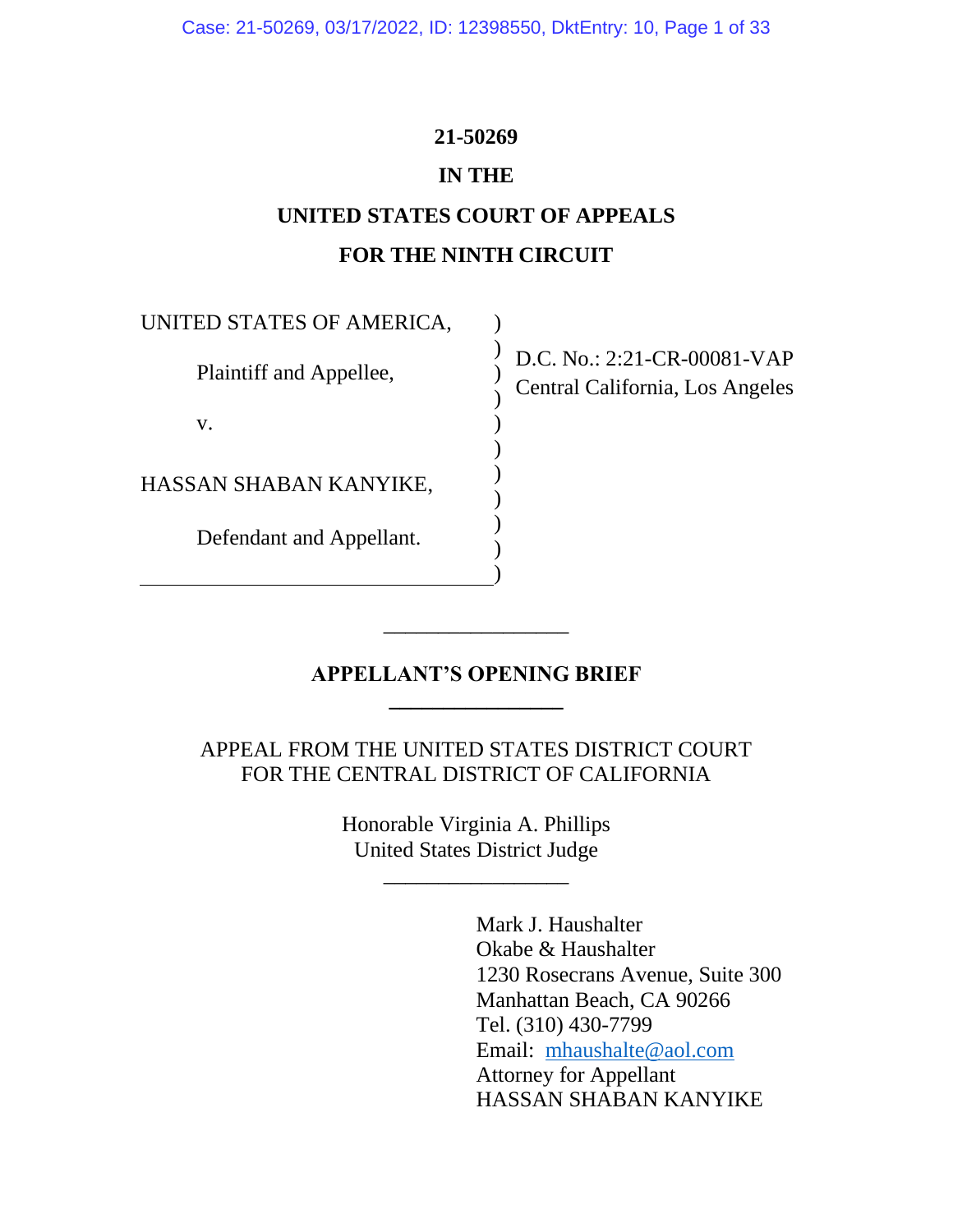**21-50269**

**IN THE**

**UNITED STATES COURT OF APPEALS**

**FOR THE NINTH CIRCUIT**

| | |
|---|---|
| UNITED STATES OF AMERICA, | |
| Plaintiff and Appellee, | D.C. No.: 2:21-CR-00081-VAP<br>Central California, Los Angeles |
| v. | |
| HASSAN SHABAN KANYIKE, | |
| Defendant and Appellant. | |

---

**APPELLANT'S OPENING BRIEF**

---

APPEAL FROM THE UNITED STATES DISTRICT COURT
FOR THE CENTRAL DISTRICT OF CALIFORNIA

Honorable Virginia A. Phillips
United States District Judge

---

Mark J. Haushalter
Okabe & Haushalter
1230 Rosecrans Avenue, Suite 300
Manhattan Beach, CA 90266
Tel. (310) 430-7799
Email: mhaushalte@aol.com
Attorney for Appellant
HASSAN SHABAN KANYIKE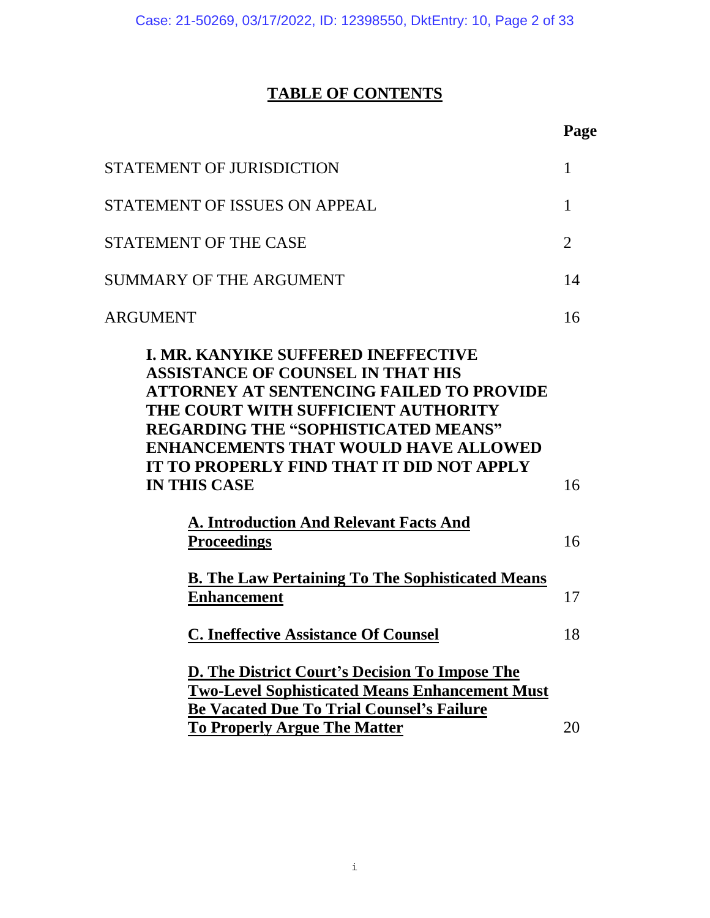# TABLE OF CONTENTS

| | Page |
|---|---|
| STATEMENT OF JURISDICTION | 1 |
| STATEMENT OF ISSUES ON APPEAL | 1 |
| STATEMENT OF THE CASE | 2 |
| SUMMARY OF THE ARGUMENT | 14 |
| ARGUMENT | 16 |
| **I. MR. KANYIKE SUFFERED INEFFECTIVE ASSISTANCE OF COUNSEL IN THAT HIS ATTORNEY AT SENTENCING FAILED TO PROVIDE THE COURT WITH SUFFICIENT AUTHORITY REGARDING THE "SOPHISTICATED MEANS" ENHANCEMENTS THAT WOULD HAVE ALLOWED IT TO PROPERLY FIND THAT IT DID NOT APPLY IN THIS CASE** | 16 |
| **A. Introduction And Relevant Facts And Proceedings** | 16 |
| **B. The Law Pertaining To The Sophisticated Means Enhancement** | 17 |
| **C. Ineffective Assistance Of Counsel** | 18 |
| **D. The District Court's Decision To Impose The Two-Level Sophisticated Means Enhancement Must Be Vacated Due To Trial Counsel's Failure To Properly Argue The Matter** | 20 |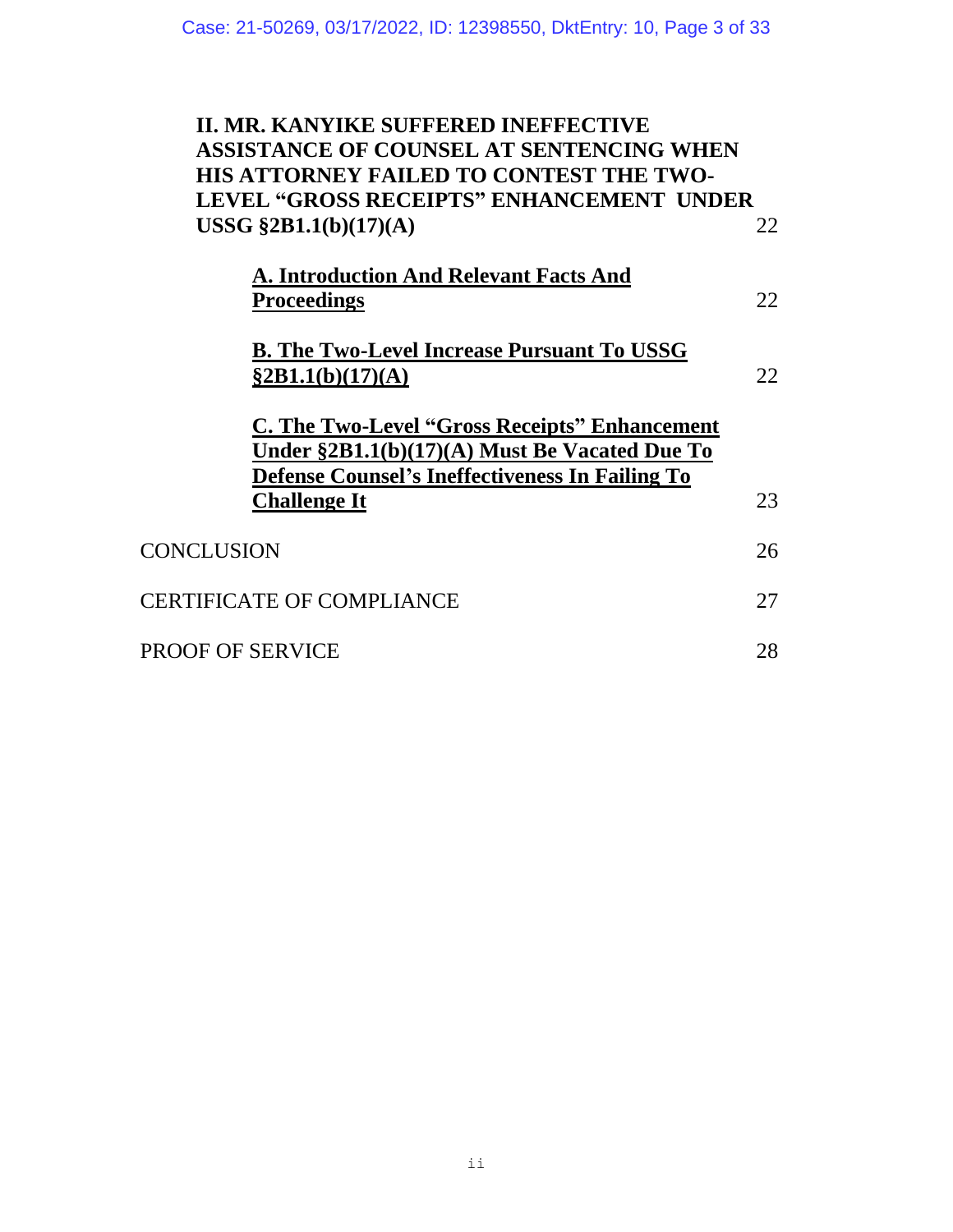**II. MR. KANYIKE SUFFERED INEFFECTIVE ASSISTANCE OF COUNSEL AT SENTENCING WHEN HIS ATTORNEY FAILED TO CONTEST THE TWO-LEVEL "GROSS RECEIPTS" ENHANCEMENT UNDER USSG §2B1.1(b)(17)(A)** 22

**A. Introduction And Relevant Facts And Proceedings** 22

**B. The Two-Level Increase Pursuant To USSG §2B1.1(b)(17)(A)** 22

**C. The Two-Level "Gross Receipts" Enhancement Under §2B1.1(b)(17)(A) Must Be Vacated Due To Defense Counsel's Ineffectiveness In Failing To Challenge It** 23

CONCLUSION 26

CERTIFICATE OF COMPLIANCE 27

PROOF OF SERVICE 28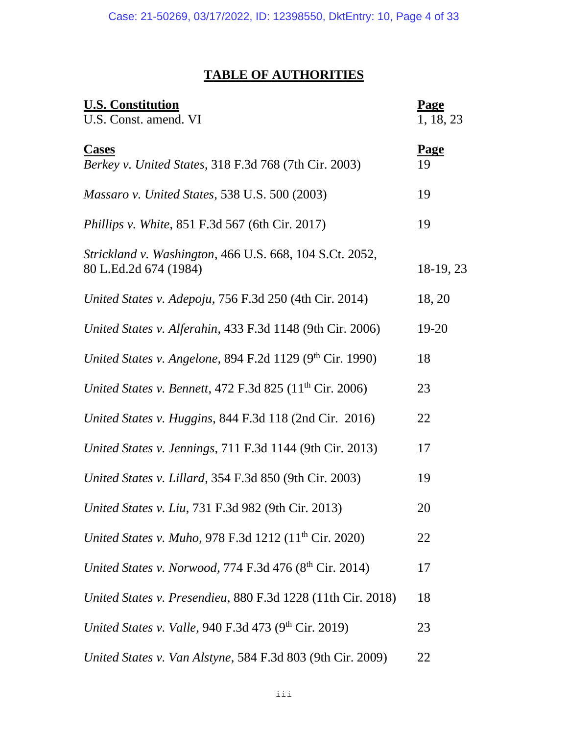# TABLE OF AUTHORITIES

| **U.S. Constitution** | **Page** |
|---|---|
| U.S. Const. amend. VI | 1, 18, 23 |

| **Cases** | **Page** |
|---|---|
| *Berkey v. United States*, 318 F.3d 768 (7th Cir. 2003) | 19 |
| *Massaro v. United States*, 538 U.S. 500 (2003) | 19 |
| *Phillips v. White*, 851 F.3d 567 (6th Cir. 2017) | 19 |
| *Strickland v. Washington*, 466 U.S. 668, 104 S.Ct. 2052, 80 L.Ed.2d 674 (1984) | 18-19, 23 |
| *United States v. Adepoju*, 756 F.3d 250 (4th Cir. 2014) | 18, 20 |
| *United States v. Alferahin*, 433 F.3d 1148 (9th Cir. 2006) | 19-20 |
| *United States v. Angelone*, 894 F.2d 1129 (9th Cir. 1990) | 18 |
| *United States v. Bennett*, 472 F.3d 825 (11th Cir. 2006) | 23 |
| *United States v. Huggins*, 844 F.3d 118 (2nd Cir. 2016) | 22 |
| *United States v. Jennings*, 711 F.3d 1144 (9th Cir. 2013) | 17 |
| *United States v. Lillard*, 354 F.3d 850 (9th Cir. 2003) | 19 |
| *United States v. Liu*, 731 F.3d 982 (9th Cir. 2013) | 20 |
| *United States v. Muho*, 978 F.3d 1212 (11th Cir. 2020) | 22 |
| *United States v. Norwood*, 774 F.3d 476 (8th Cir. 2014) | 17 |
| *United States v. Presendieu*, 880 F.3d 1228 (11th Cir. 2018) | 18 |
| *United States v. Valle*, 940 F.3d 473 (9th Cir. 2019) | 23 |
| *United States v. Van Alstyne*, 584 F.3d 803 (9th Cir. 2009) | 22 |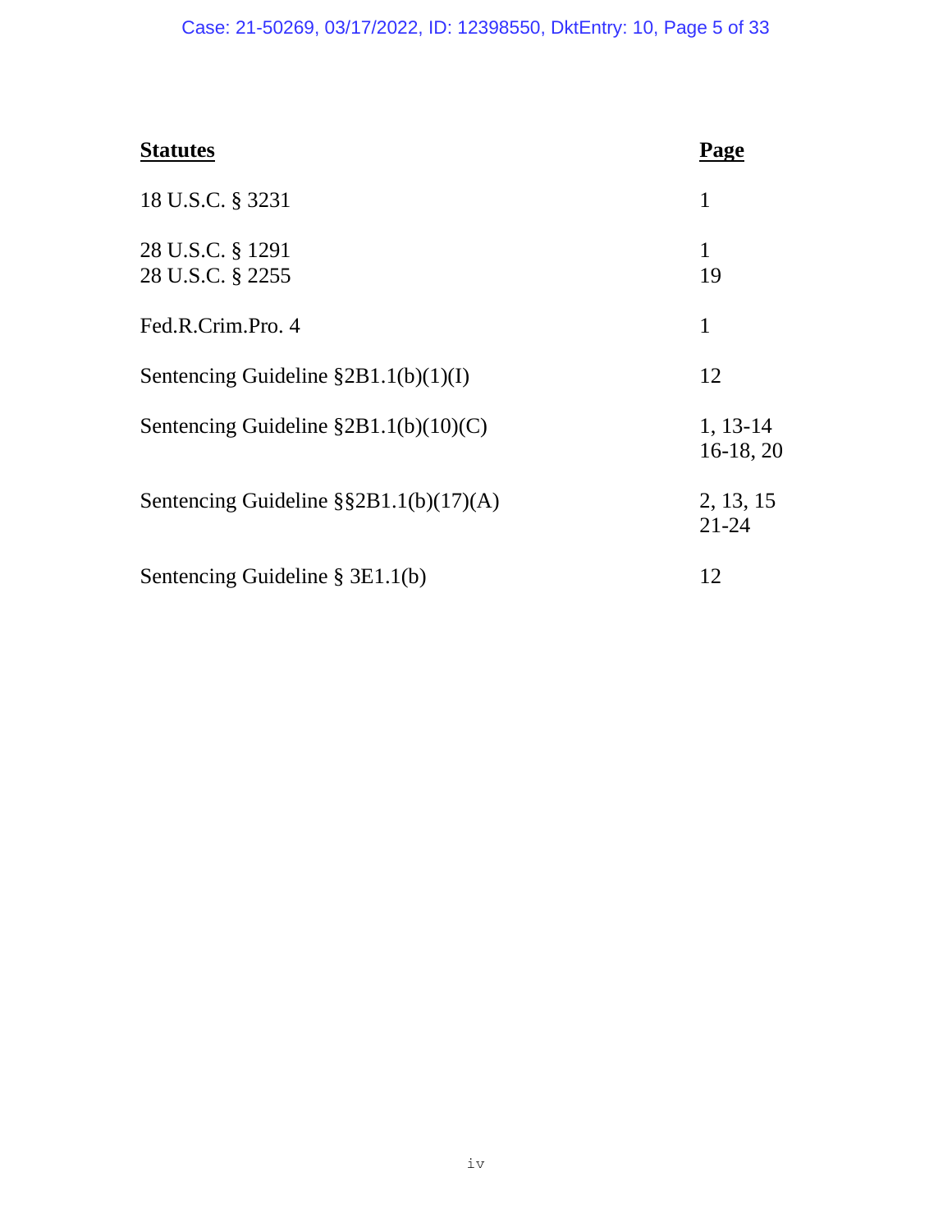| **Statutes** | **Page** |
|---|---|
| 18 U.S.C. § 3231 | 1 |
| 28 U.S.C. § 1291 | 1 |
| 28 U.S.C. § 2255 | 19 |
| Fed.R.Crim.Pro. 4 | 1 |
| Sentencing Guideline §2B1.1(b)(1)(I) | 12 |
| Sentencing Guideline §2B1.1(b)(10)(C) | 1, 13-14 16-18, 20 |
| Sentencing Guideline §§2B1.1(b)(17)(A) | 2, 13, 15 21-24 |
| Sentencing Guideline § 3E1.1(b) | 12 |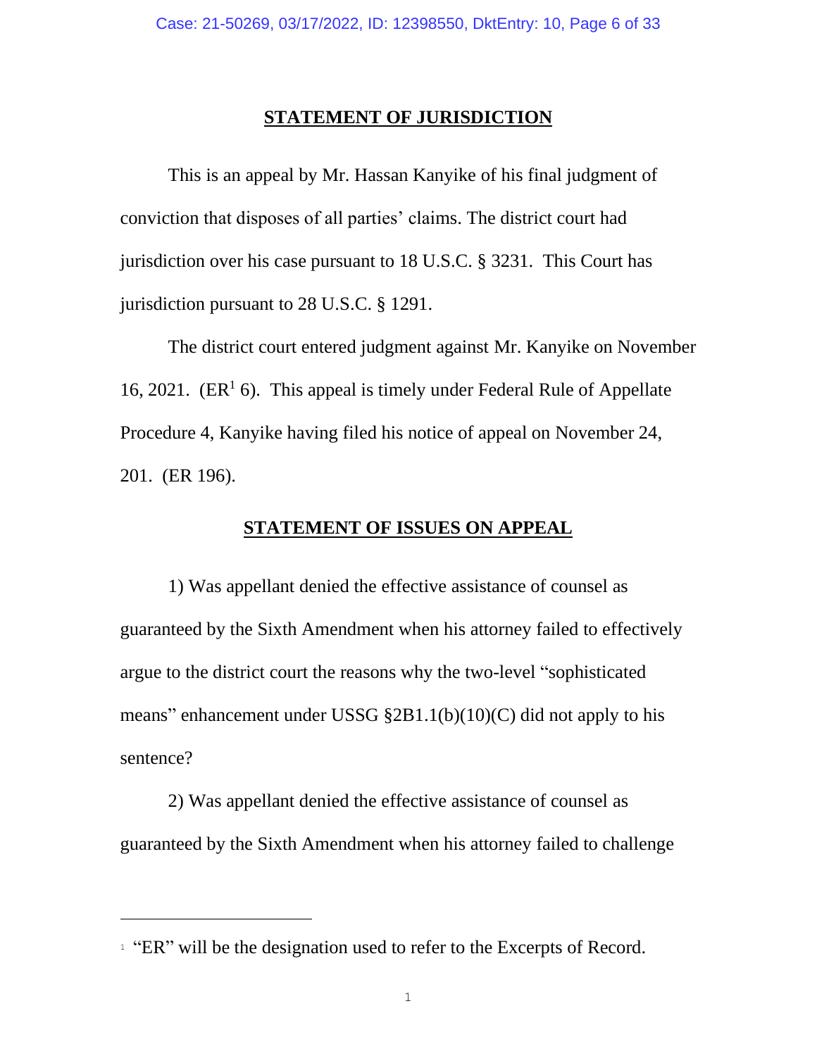## STATEMENT OF JURISDICTION

This is an appeal by Mr. Hassan Kanyike of his final judgment of conviction that disposes of all parties' claims. The district court had jurisdiction over his case pursuant to 18 U.S.C. § 3231. This Court has jurisdiction pursuant to 28 U.S.C. § 1291.

The district court entered judgment against Mr. Kanyike on November 16, 2021. (ER[1] 6). This appeal is timely under Federal Rule of Appellate Procedure 4, Kanyike having filed his notice of appeal on November 24, 201. (ER 196).

## STATEMENT OF ISSUES ON APPEAL

1) Was appellant denied the effective assistance of counsel as guaranteed by the Sixth Amendment when his attorney failed to effectively argue to the district court the reasons why the two-level "sophisticated means" enhancement under USSG §2B1.1(b)(10)(C) did not apply to his sentence?

2) Was appellant denied the effective assistance of counsel as guaranteed by the Sixth Amendment when his attorney failed to challenge

---

[1] "ER" will be the designation used to refer to the Excerpts of Record.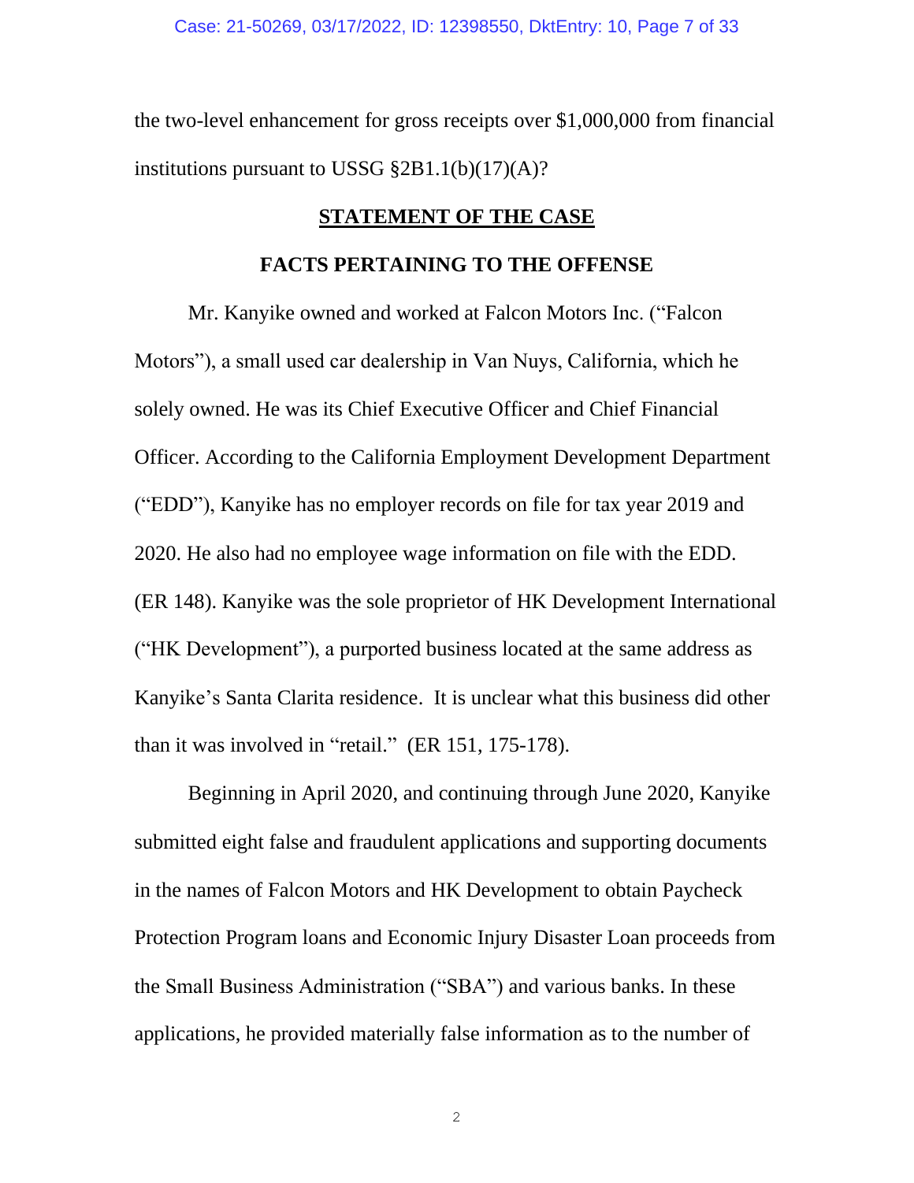the two-level enhancement for gross receipts over $1,000,000 from financial institutions pursuant to USSG §2B1.1(b)(17)(A)?

## STATEMENT OF THE CASE

### FACTS PERTAINING TO THE OFFENSE

Mr. Kanyike owned and worked at Falcon Motors Inc. ("Falcon Motors"), a small used car dealership in Van Nuys, California, which he solely owned. He was its Chief Executive Officer and Chief Financial Officer. According to the California Employment Development Department ("EDD"), Kanyike has no employer records on file for tax year 2019 and 2020. He also had no employee wage information on file with the EDD. (ER 148). Kanyike was the sole proprietor of HK Development International ("HK Development"), a purported business located at the same address as Kanyike's Santa Clarita residence. It is unclear what this business did other than it was involved in "retail." (ER 151, 175-178).

Beginning in April 2020, and continuing through June 2020, Kanyike submitted eight false and fraudulent applications and supporting documents in the names of Falcon Motors and HK Development to obtain Paycheck Protection Program loans and Economic Injury Disaster Loan proceeds from the Small Business Administration ("SBA") and various banks. In these applications, he provided materially false information as to the number of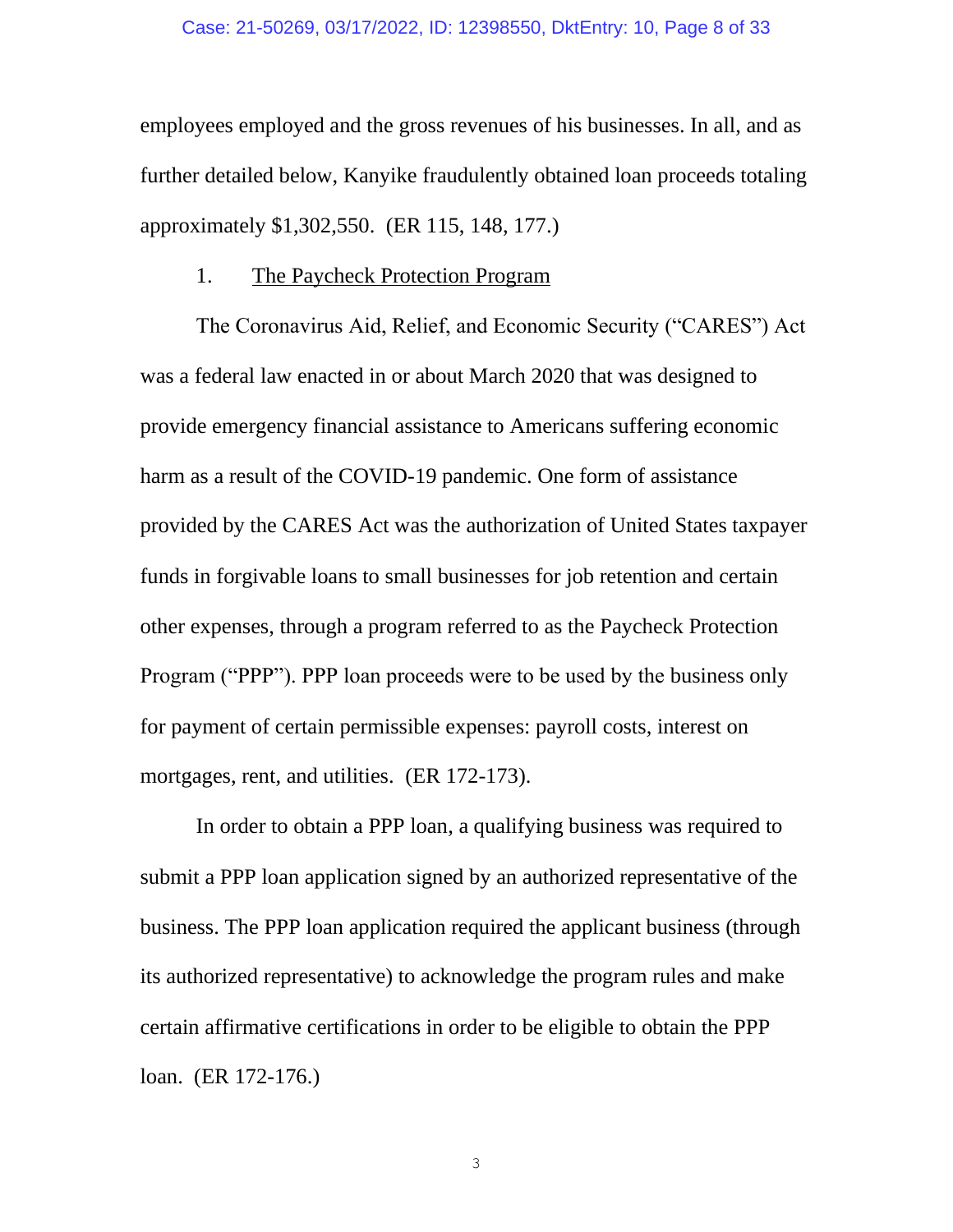employees employed and the gross revenues of his businesses. In all, and as further detailed below, Kanyike fraudulently obtained loan proceeds totaling approximately $1,302,550. (ER 115, 148, 177.)

1. The Paycheck Protection Program

The Coronavirus Aid, Relief, and Economic Security ("CARES") Act was a federal law enacted in or about March 2020 that was designed to provide emergency financial assistance to Americans suffering economic harm as a result of the COVID-19 pandemic. One form of assistance provided by the CARES Act was the authorization of United States taxpayer funds in forgivable loans to small businesses for job retention and certain other expenses, through a program referred to as the Paycheck Protection Program ("PPP"). PPP loan proceeds were to be used by the business only for payment of certain permissible expenses: payroll costs, interest on mortgages, rent, and utilities. (ER 172-173).

In order to obtain a PPP loan, a qualifying business was required to submit a PPP loan application signed by an authorized representative of the business. The PPP loan application required the applicant business (through its authorized representative) to acknowledge the program rules and make certain affirmative certifications in order to be eligible to obtain the PPP loan. (ER 172-176.)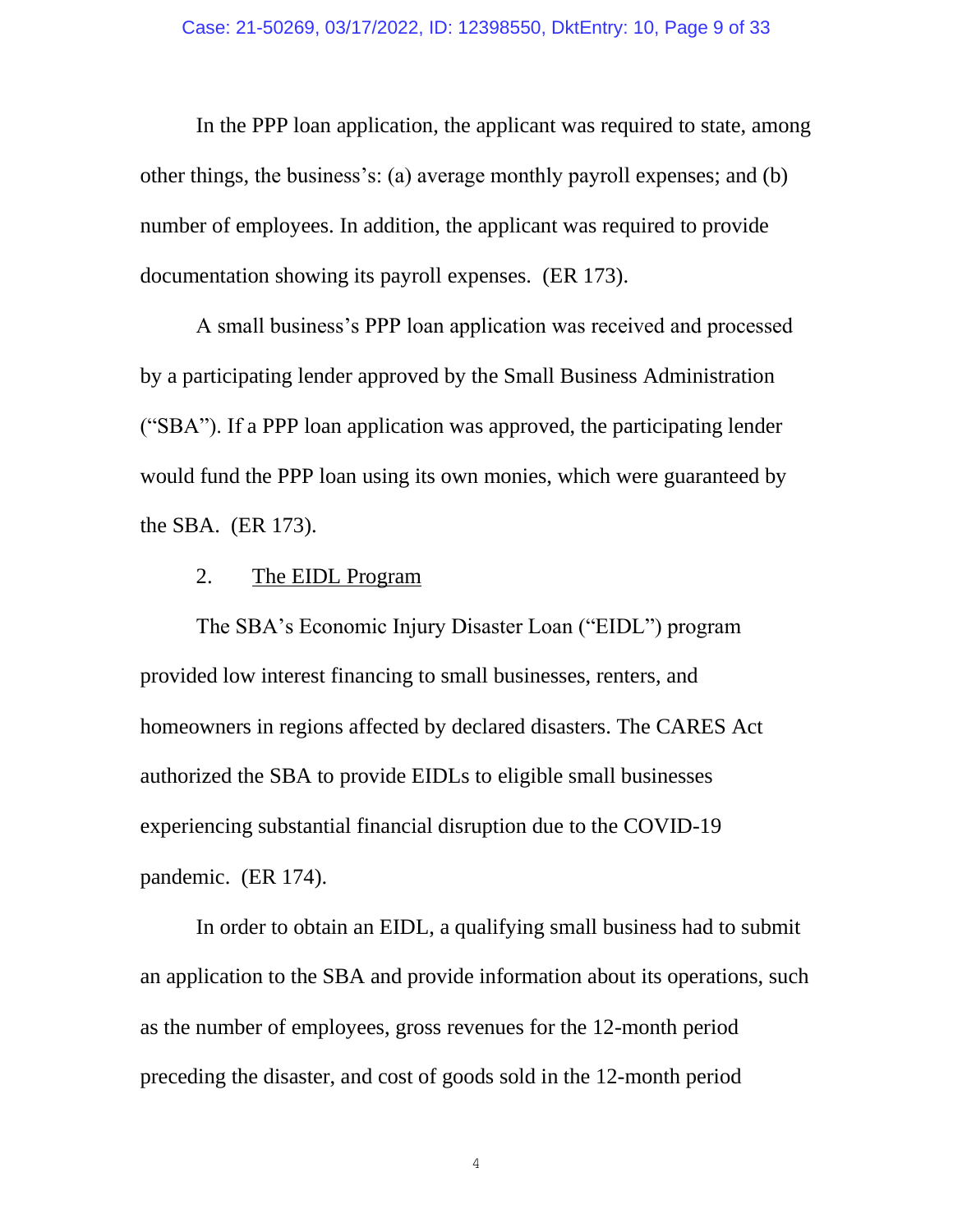In the PPP loan application, the applicant was required to state, among other things, the business's: (a) average monthly payroll expenses; and (b) number of employees. In addition, the applicant was required to provide documentation showing its payroll expenses. (ER 173).

A small business's PPP loan application was received and processed by a participating lender approved by the Small Business Administration ("SBA"). If a PPP loan application was approved, the participating lender would fund the PPP loan using its own monies, which were guaranteed by the SBA. (ER 173).

2. <u>The EIDL Program</u>

The SBA's Economic Injury Disaster Loan ("EIDL") program provided low interest financing to small businesses, renters, and homeowners in regions affected by declared disasters. The CARES Act authorized the SBA to provide EIDLs to eligible small businesses experiencing substantial financial disruption due to the COVID-19 pandemic. (ER 174).

In order to obtain an EIDL, a qualifying small business had to submit an application to the SBA and provide information about its operations, such as the number of employees, gross revenues for the 12-month period preceding the disaster, and cost of goods sold in the 12-month period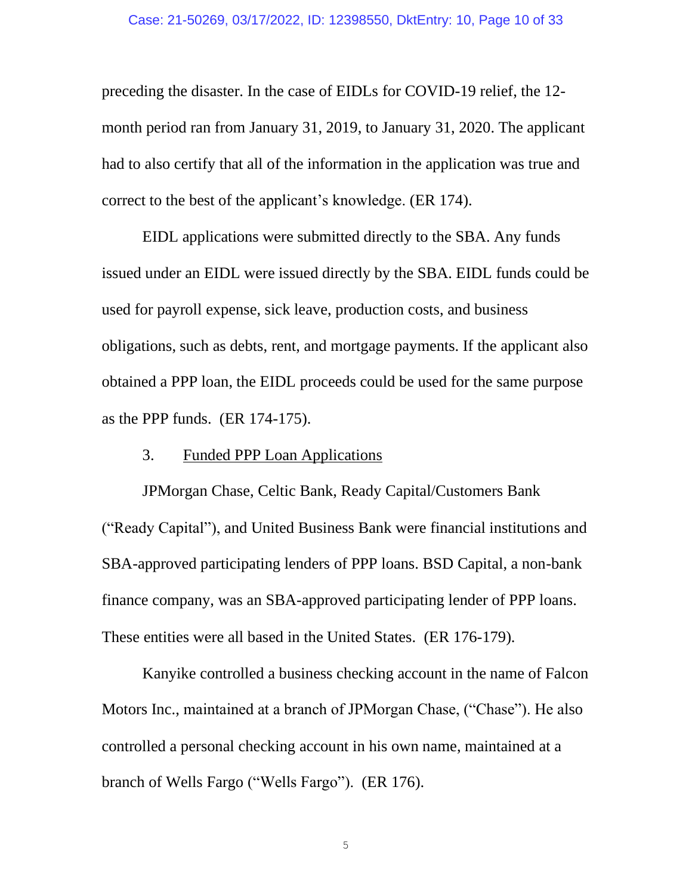preceding the disaster. In the case of EIDLs for COVID-19 relief, the 12-month period ran from January 31, 2019, to January 31, 2020. The applicant had to also certify that all of the information in the application was true and correct to the best of the applicant's knowledge. (ER 174).

EIDL applications were submitted directly to the SBA. Any funds issued under an EIDL were issued directly by the SBA. EIDL funds could be used for payroll expense, sick leave, production costs, and business obligations, such as debts, rent, and mortgage payments. If the applicant also obtained a PPP loan, the EIDL proceeds could be used for the same purpose as the PPP funds. (ER 174-175).

3. <u>Funded PPP Loan Applications</u>

JPMorgan Chase, Celtic Bank, Ready Capital/Customers Bank ("Ready Capital"), and United Business Bank were financial institutions and SBA-approved participating lenders of PPP loans. BSD Capital, a non-bank finance company, was an SBA-approved participating lender of PPP loans. These entities were all based in the United States. (ER 176-179).

Kanyike controlled a business checking account in the name of Falcon Motors Inc., maintained at a branch of JPMorgan Chase, ("Chase"). He also controlled a personal checking account in his own name, maintained at a branch of Wells Fargo ("Wells Fargo"). (ER 176).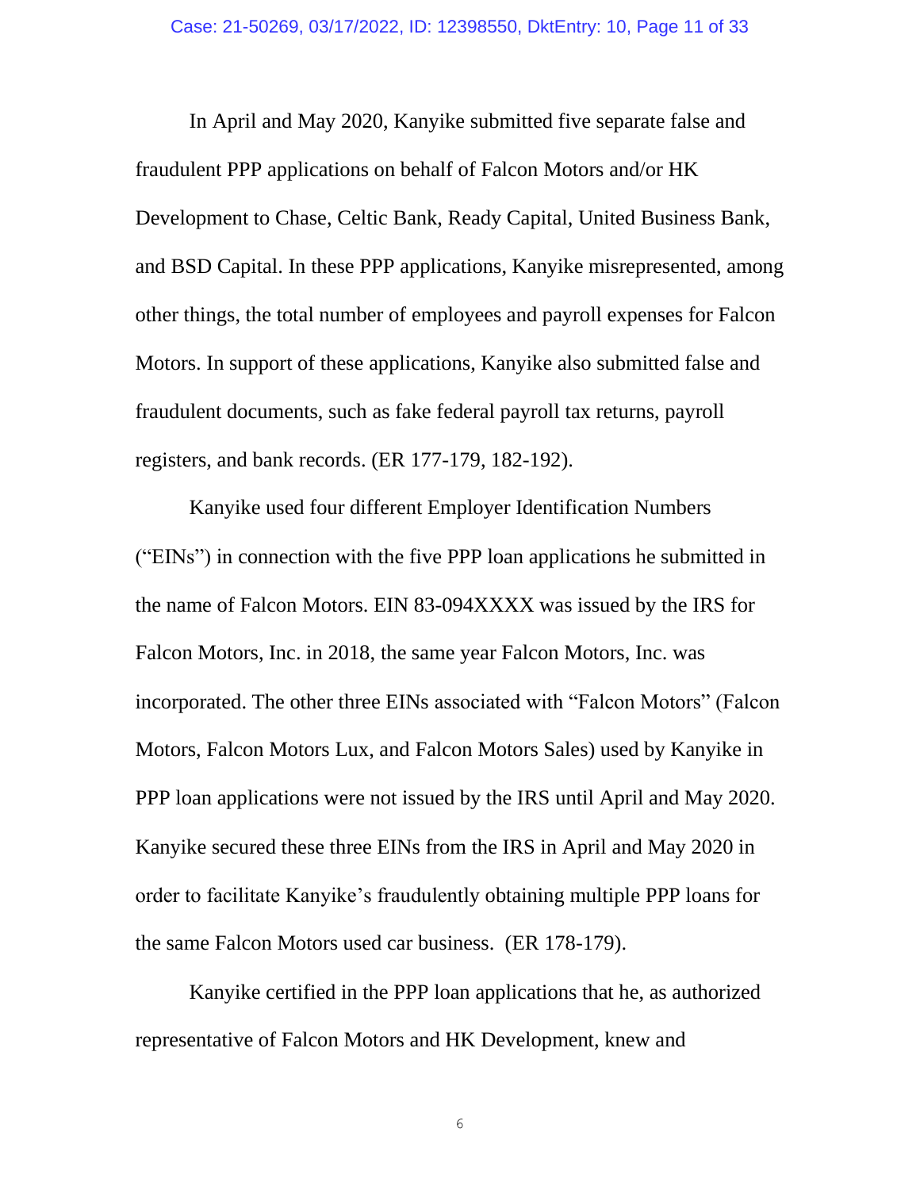In April and May 2020, Kanyike submitted five separate false and fraudulent PPP applications on behalf of Falcon Motors and/or HK Development to Chase, Celtic Bank, Ready Capital, United Business Bank, and BSD Capital. In these PPP applications, Kanyike misrepresented, among other things, the total number of employees and payroll expenses for Falcon Motors. In support of these applications, Kanyike also submitted false and fraudulent documents, such as fake federal payroll tax returns, payroll registers, and bank records. (ER 177-179, 182-192).

Kanyike used four different Employer Identification Numbers ("EINs") in connection with the five PPP loan applications he submitted in the name of Falcon Motors. EIN 83-094XXXX was issued by the IRS for Falcon Motors, Inc. in 2018, the same year Falcon Motors, Inc. was incorporated. The other three EINs associated with "Falcon Motors" (Falcon Motors, Falcon Motors Lux, and Falcon Motors Sales) used by Kanyike in PPP loan applications were not issued by the IRS until April and May 2020. Kanyike secured these three EINs from the IRS in April and May 2020 in order to facilitate Kanyike's fraudulently obtaining multiple PPP loans for the same Falcon Motors used car business. (ER 178-179).

Kanyike certified in the PPP loan applications that he, as authorized representative of Falcon Motors and HK Development, knew and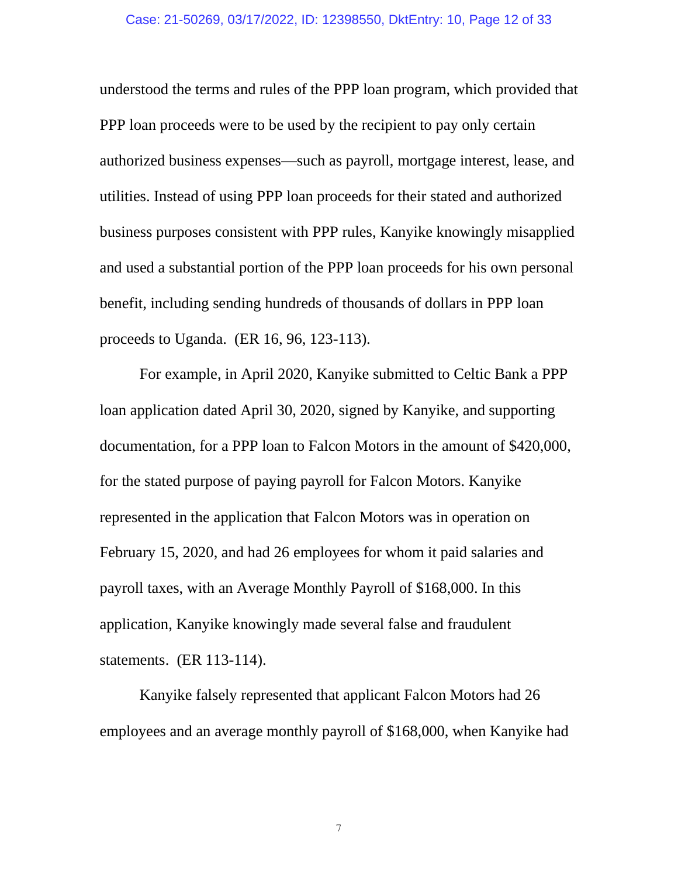understood the terms and rules of the PPP loan program, which provided that PPP loan proceeds were to be used by the recipient to pay only certain authorized business expenses—such as payroll, mortgage interest, lease, and utilities. Instead of using PPP loan proceeds for their stated and authorized business purposes consistent with PPP rules, Kanyike knowingly misapplied and used a substantial portion of the PPP loan proceeds for his own personal benefit, including sending hundreds of thousands of dollars in PPP loan proceeds to Uganda. (ER 16, 96, 123-113).

For example, in April 2020, Kanyike submitted to Celtic Bank a PPP loan application dated April 30, 2020, signed by Kanyike, and supporting documentation, for a PPP loan to Falcon Motors in the amount of $420,000, for the stated purpose of paying payroll for Falcon Motors. Kanyike represented in the application that Falcon Motors was in operation on February 15, 2020, and had 26 employees for whom it paid salaries and payroll taxes, with an Average Monthly Payroll of $168,000. In this application, Kanyike knowingly made several false and fraudulent statements. (ER 113-114).

Kanyike falsely represented that applicant Falcon Motors had 26 employees and an average monthly payroll of $168,000, when Kanyike had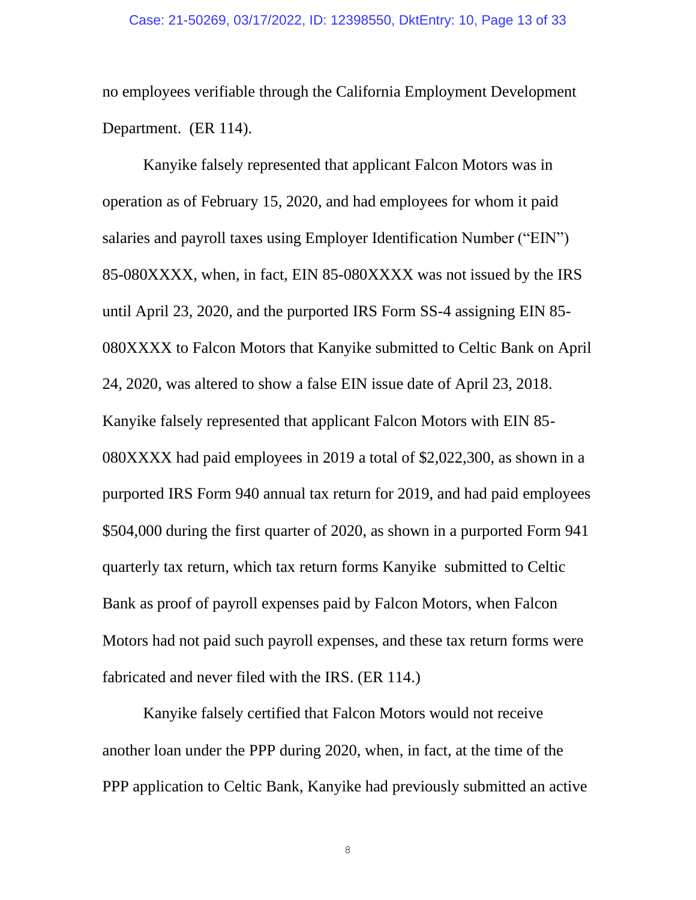no employees verifiable through the California Employment Development Department. (ER 114).

Kanyike falsely represented that applicant Falcon Motors was in operation as of February 15, 2020, and had employees for whom it paid salaries and payroll taxes using Employer Identification Number ("EIN") 85-080XXXX, when, in fact, EIN 85-080XXXX was not issued by the IRS until April 23, 2020, and the purported IRS Form SS-4 assigning EIN 85-080XXXX to Falcon Motors that Kanyike submitted to Celtic Bank on April 24, 2020, was altered to show a false EIN issue date of April 23, 2018. Kanyike falsely represented that applicant Falcon Motors with EIN 85-080XXXX had paid employees in 2019 a total of $2,022,300, as shown in a purported IRS Form 940 annual tax return for 2019, and had paid employees $504,000 during the first quarter of 2020, as shown in a purported Form 941 quarterly tax return, which tax return forms Kanyike submitted to Celtic Bank as proof of payroll expenses paid by Falcon Motors, when Falcon Motors had not paid such payroll expenses, and these tax return forms were fabricated and never filed with the IRS. (ER 114.)

Kanyike falsely certified that Falcon Motors would not receive another loan under the PPP during 2020, when, in fact, at the time of the PPP application to Celtic Bank, Kanyike had previously submitted an active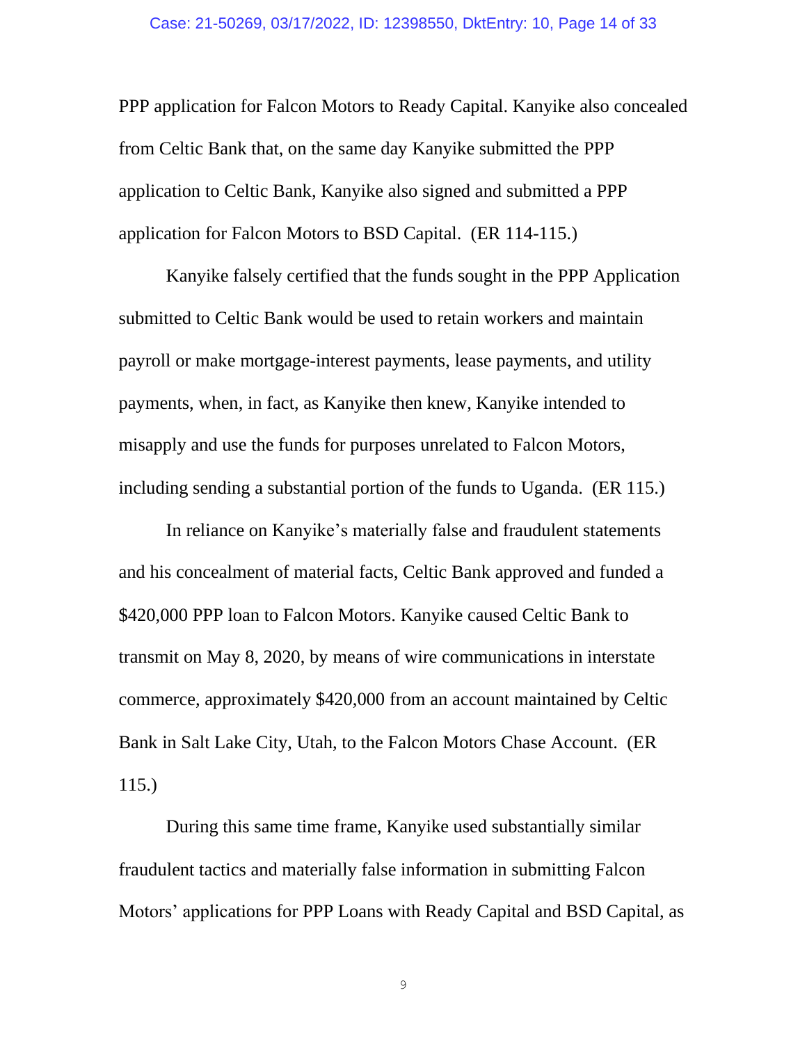PPP application for Falcon Motors to Ready Capital. Kanyike also concealed from Celtic Bank that, on the same day Kanyike submitted the PPP application to Celtic Bank, Kanyike also signed and submitted a PPP application for Falcon Motors to BSD Capital. (ER 114-115.)

Kanyike falsely certified that the funds sought in the PPP Application submitted to Celtic Bank would be used to retain workers and maintain payroll or make mortgage-interest payments, lease payments, and utility payments, when, in fact, as Kanyike then knew, Kanyike intended to misapply and use the funds for purposes unrelated to Falcon Motors, including sending a substantial portion of the funds to Uganda. (ER 115.)

In reliance on Kanyike's materially false and fraudulent statements and his concealment of material facts, Celtic Bank approved and funded a $420,000 PPP loan to Falcon Motors. Kanyike caused Celtic Bank to transmit on May 8, 2020, by means of wire communications in interstate commerce, approximately $420,000 from an account maintained by Celtic Bank in Salt Lake City, Utah, to the Falcon Motors Chase Account. (ER 115.)

During this same time frame, Kanyike used substantially similar fraudulent tactics and materially false information in submitting Falcon Motors' applications for PPP Loans with Ready Capital and BSD Capital, as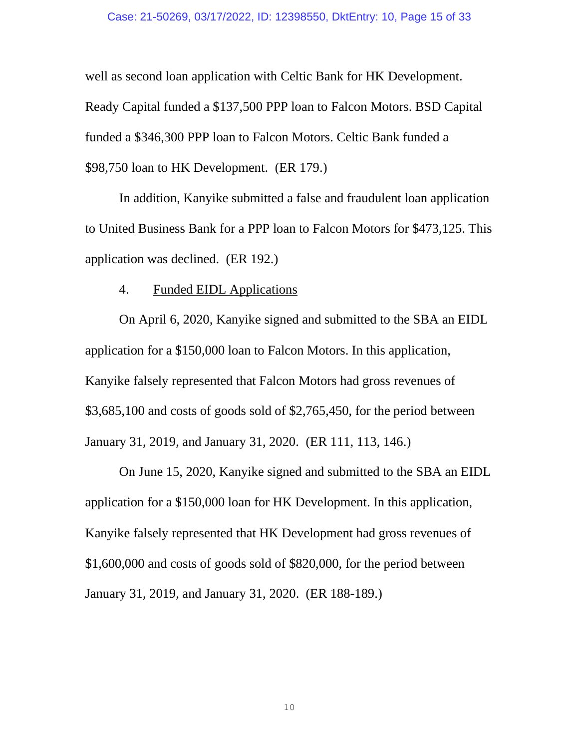well as second loan application with Celtic Bank for HK Development. Ready Capital funded a $137,500 PPP loan to Falcon Motors. BSD Capital funded a $346,300 PPP loan to Falcon Motors. Celtic Bank funded a $98,750 loan to HK Development. (ER 179.)

In addition, Kanyike submitted a false and fraudulent loan application to United Business Bank for a PPP loan to Falcon Motors for $473,125. This application was declined. (ER 192.)

4. Funded EIDL Applications

On April 6, 2020, Kanyike signed and submitted to the SBA an EIDL application for a $150,000 loan to Falcon Motors. In this application, Kanyike falsely represented that Falcon Motors had gross revenues of $3,685,100 and costs of goods sold of $2,765,450, for the period between January 31, 2019, and January 31, 2020. (ER 111, 113, 146.)

On June 15, 2020, Kanyike signed and submitted to the SBA an EIDL application for a $150,000 loan for HK Development. In this application, Kanyike falsely represented that HK Development had gross revenues of $1,600,000 and costs of goods sold of $820,000, for the period between January 31, 2019, and January 31, 2020. (ER 188-189.)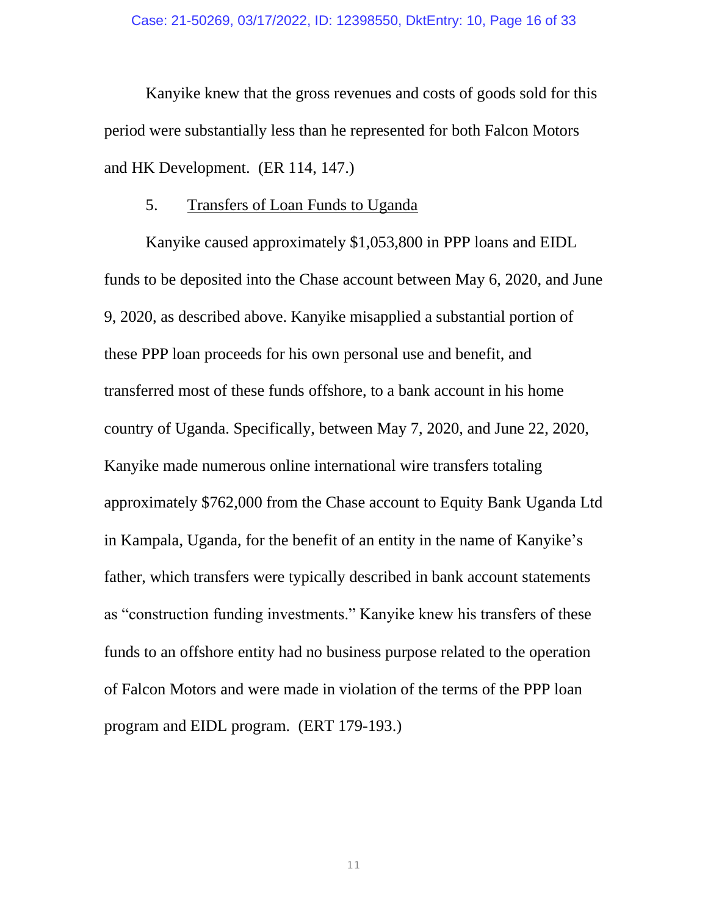Kanyike knew that the gross revenues and costs of goods sold for this period were substantially less than he represented for both Falcon Motors and HK Development. (ER 114, 147.)

5. Transfers of Loan Funds to Uganda

Kanyike caused approximately $1,053,800 in PPP loans and EIDL funds to be deposited into the Chase account between May 6, 2020, and June 9, 2020, as described above. Kanyike misapplied a substantial portion of these PPP loan proceeds for his own personal use and benefit, and transferred most of these funds offshore, to a bank account in his home country of Uganda. Specifically, between May 7, 2020, and June 22, 2020, Kanyike made numerous online international wire transfers totaling approximately $762,000 from the Chase account to Equity Bank Uganda Ltd in Kampala, Uganda, for the benefit of an entity in the name of Kanyike's father, which transfers were typically described in bank account statements as "construction funding investments." Kanyike knew his transfers of these funds to an offshore entity had no business purpose related to the operation of Falcon Motors and were made in violation of the terms of the PPP loan program and EIDL program. (ERT 179-193.)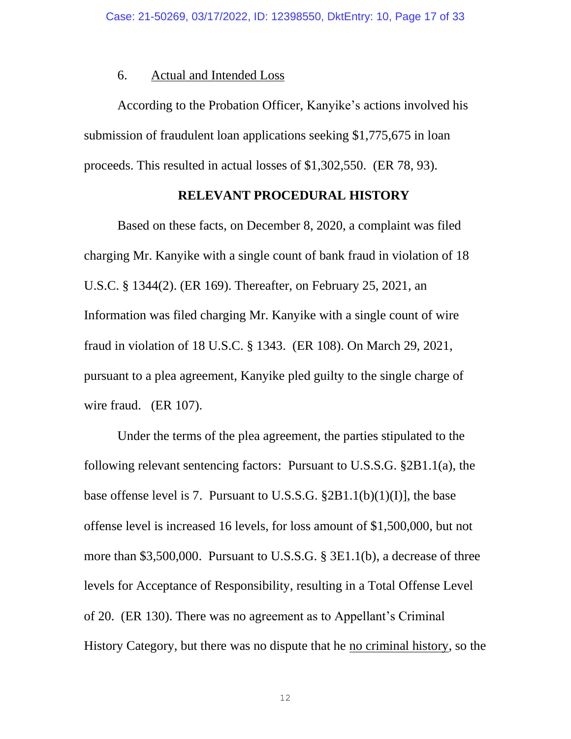6. Actual and Intended Loss

According to the Probation Officer, Kanyike's actions involved his submission of fraudulent loan applications seeking $1,775,675 in loan proceeds. This resulted in actual losses of $1,302,550. (ER 78, 93).

**RELEVANT PROCEDURAL HISTORY**

Based on these facts, on December 8, 2020, a complaint was filed charging Mr. Kanyike with a single count of bank fraud in violation of 18 U.S.C. § 1344(2). (ER 169). Thereafter, on February 25, 2021, an Information was filed charging Mr. Kanyike with a single count of wire fraud in violation of 18 U.S.C. § 1343. (ER 108). On March 29, 2021, pursuant to a plea agreement, Kanyike pled guilty to the single charge of wire fraud. (ER 107).

Under the terms of the plea agreement, the parties stipulated to the following relevant sentencing factors: Pursuant to U.S.S.G. §2B1.1(a), the base offense level is 7. Pursuant to U.S.S.G. §2B1.1(b)(1)(I)], the base offense level is increased 16 levels, for loss amount of $1,500,000, but not more than $3,500,000. Pursuant to U.S.S.G. § 3E1.1(b), a decrease of three levels for Acceptance of Responsibility, resulting in a Total Offense Level of 20. (ER 130). There was no agreement as to Appellant's Criminal History Category, but there was no dispute that he no criminal history, so the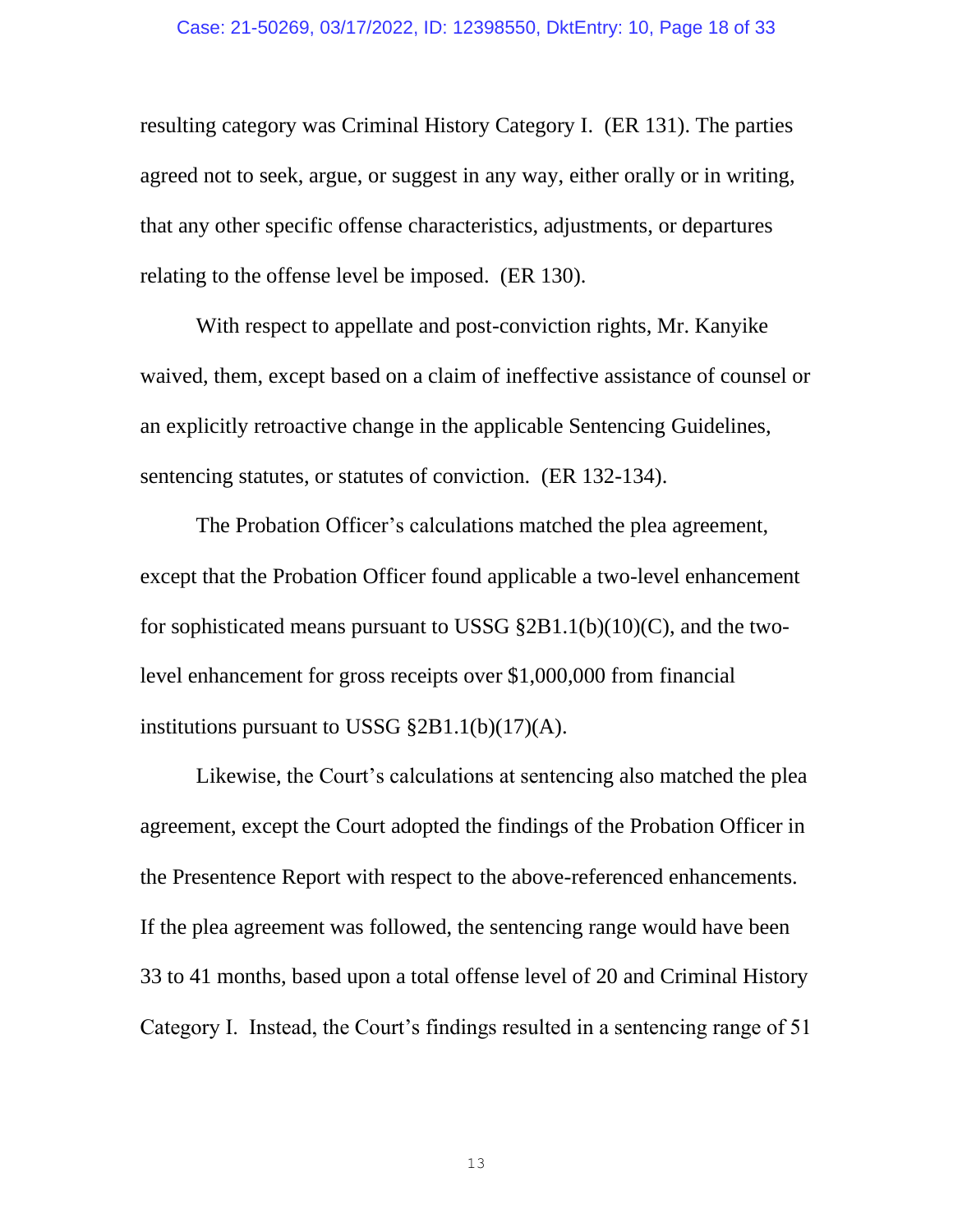resulting category was Criminal History Category I. (ER 131). The parties agreed not to seek, argue, or suggest in any way, either orally or in writing, that any other specific offense characteristics, adjustments, or departures relating to the offense level be imposed. (ER 130).

With respect to appellate and post-conviction rights, Mr. Kanyike waived, them, except based on a claim of ineffective assistance of counsel or an explicitly retroactive change in the applicable Sentencing Guidelines, sentencing statutes, or statutes of conviction. (ER 132-134).

The Probation Officer's calculations matched the plea agreement, except that the Probation Officer found applicable a two-level enhancement for sophisticated means pursuant to USSG §2B1.1(b)(10)(C), and the two-level enhancement for gross receipts over $1,000,000 from financial institutions pursuant to USSG §2B1.1(b)(17)(A).

Likewise, the Court's calculations at sentencing also matched the plea agreement, except the Court adopted the findings of the Probation Officer in the Presentence Report with respect to the above-referenced enhancements. If the plea agreement was followed, the sentencing range would have been 33 to 41 months, based upon a total offense level of 20 and Criminal History Category I. Instead, the Court's findings resulted in a sentencing range of 51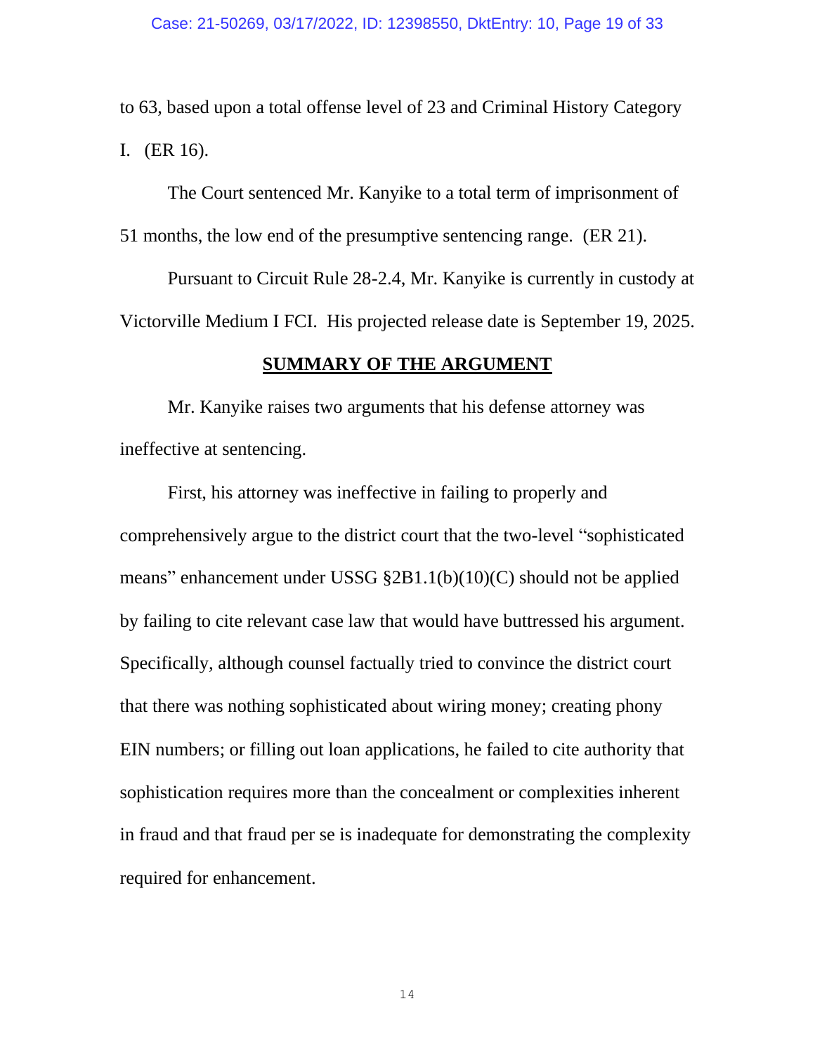to 63, based upon a total offense level of 23 and Criminal History Category I. (ER 16).

The Court sentenced Mr. Kanyike to a total term of imprisonment of 51 months, the low end of the presumptive sentencing range. (ER 21).

Pursuant to Circuit Rule 28-2.4, Mr. Kanyike is currently in custody at Victorville Medium I FCI. His projected release date is September 19, 2025.

## SUMMARY OF THE ARGUMENT

Mr. Kanyike raises two arguments that his defense attorney was ineffective at sentencing.

First, his attorney was ineffective in failing to properly and comprehensively argue to the district court that the two-level "sophisticated means" enhancement under USSG §2B1.1(b)(10)(C) should not be applied by failing to cite relevant case law that would have buttressed his argument. Specifically, although counsel factually tried to convince the district court that there was nothing sophisticated about wiring money; creating phony EIN numbers; or filling out loan applications, he failed to cite authority that sophistication requires more than the concealment or complexities inherent in fraud and that fraud per se is inadequate for demonstrating the complexity required for enhancement.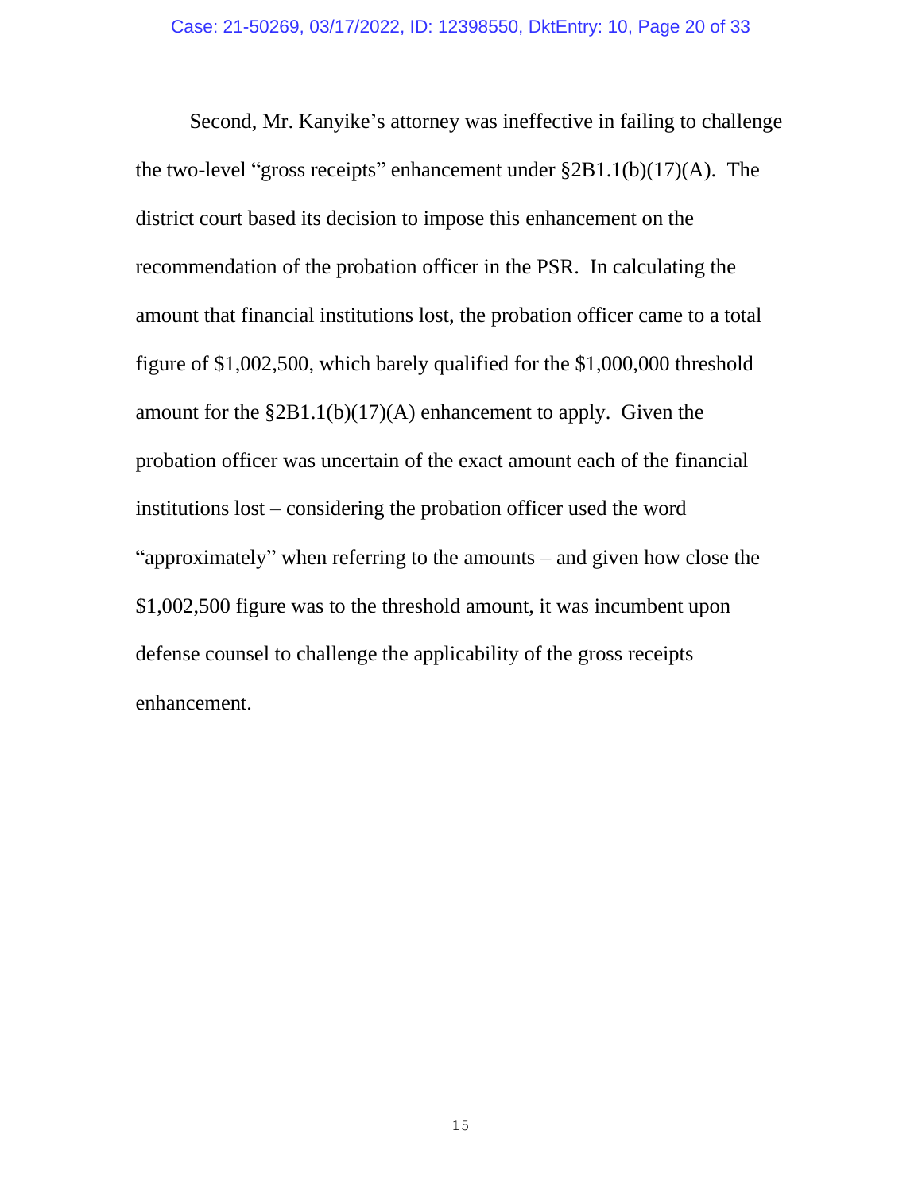Second, Mr. Kanyike's attorney was ineffective in failing to challenge the two-level "gross receipts" enhancement under §2B1.1(b)(17)(A). The district court based its decision to impose this enhancement on the recommendation of the probation officer in the PSR. In calculating the amount that financial institutions lost, the probation officer came to a total figure of $1,002,500, which barely qualified for the $1,000,000 threshold amount for the §2B1.1(b)(17)(A) enhancement to apply. Given the probation officer was uncertain of the exact amount each of the financial institutions lost – considering the probation officer used the word "approximately" when referring to the amounts – and given how close the $1,002,500 figure was to the threshold amount, it was incumbent upon defense counsel to challenge the applicability of the gross receipts enhancement.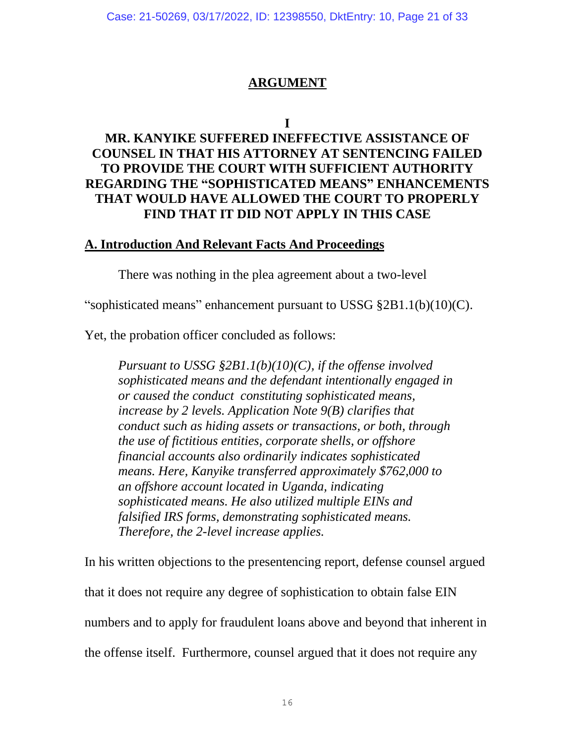## ARGUMENT

### I

### MR. KANYIKE SUFFERED INEFFECTIVE ASSISTANCE OF COUNSEL IN THAT HIS ATTORNEY AT SENTENCING FAILED TO PROVIDE THE COURT WITH SUFFICIENT AUTHORITY REGARDING THE "SOPHISTICATED MEANS" ENHANCEMENTS THAT WOULD HAVE ALLOWED THE COURT TO PROPERLY FIND THAT IT DID NOT APPLY IN THIS CASE

**A. Introduction And Relevant Facts And Proceedings**

There was nothing in the plea agreement about a two-level "sophisticated means" enhancement pursuant to USSG §2B1.1(b)(10)(C). Yet, the probation officer concluded as follows:

> *Pursuant to USSG §2B1.1(b)(10)(C), if the offense involved sophisticated means and the defendant intentionally engaged in or caused the conduct constituting sophisticated means, increase by 2 levels. Application Note 9(B) clarifies that conduct such as hiding assets or transactions, or both, through the use of fictitious entities, corporate shells, or offshore financial accounts also ordinarily indicates sophisticated means. Here, Kanyike transferred approximately $762,000 to an offshore account located in Uganda, indicating sophisticated means. He also utilized multiple EINs and falsified IRS forms, demonstrating sophisticated means. Therefore, the 2-level increase applies.*

In his written objections to the presentencing report, defense counsel argued that it does not require any degree of sophistication to obtain false EIN numbers and to apply for fraudulent loans above and beyond that inherent in the offense itself. Furthermore, counsel argued that it does not require any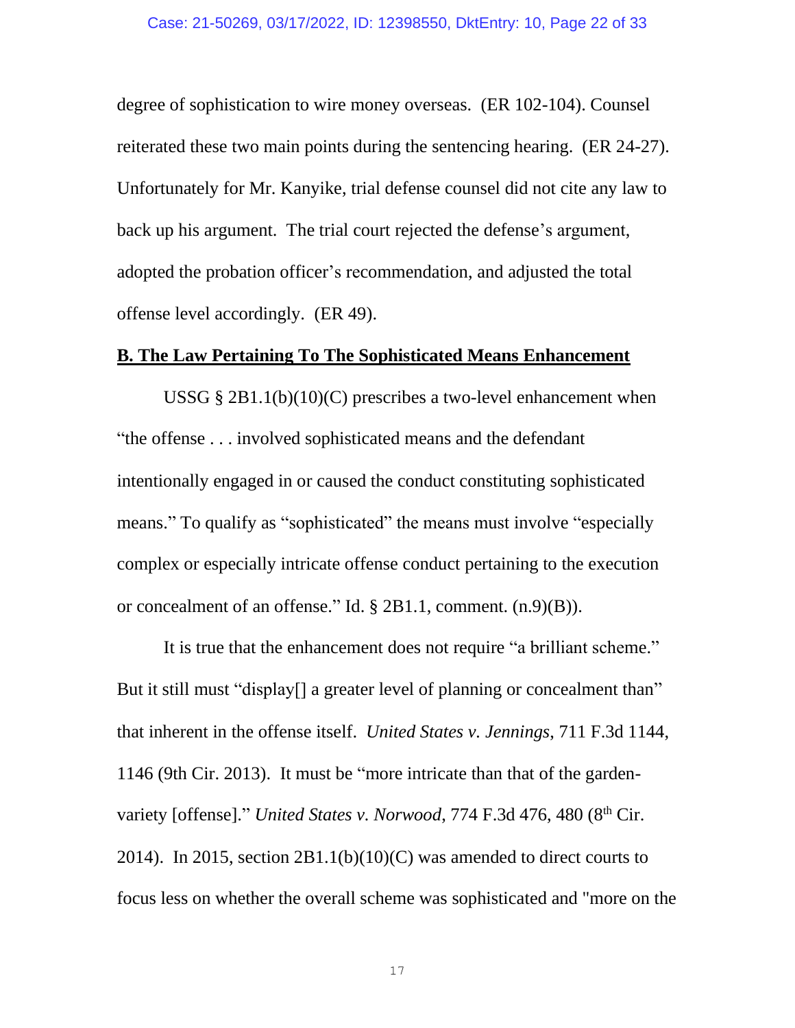degree of sophistication to wire money overseas. (ER 102-104). Counsel reiterated these two main points during the sentencing hearing. (ER 24-27). Unfortunately for Mr. Kanyike, trial defense counsel did not cite any law to back up his argument. The trial court rejected the defense's argument, adopted the probation officer's recommendation, and adjusted the total offense level accordingly. (ER 49).

**B. The Law Pertaining To The Sophisticated Means Enhancement**

USSG § 2B1.1(b)(10)(C) prescribes a two-level enhancement when "the offense . . . involved sophisticated means and the defendant intentionally engaged in or caused the conduct constituting sophisticated means." To qualify as "sophisticated" the means must involve "especially complex or especially intricate offense conduct pertaining to the execution or concealment of an offense." Id. § 2B1.1, comment. (n.9)(B)).

It is true that the enhancement does not require "a brilliant scheme." But it still must "display[] a greater level of planning or concealment than" that inherent in the offense itself. *United States v. Jennings*, 711 F.3d 1144, 1146 (9th Cir. 2013). It must be "more intricate than that of the garden-variety [offense]." *United States v. Norwood*, 774 F.3d 476, 480 (8th Cir. 2014). In 2015, section 2B1.1(b)(10)(C) was amended to direct courts to focus less on whether the overall scheme was sophisticated and "more on the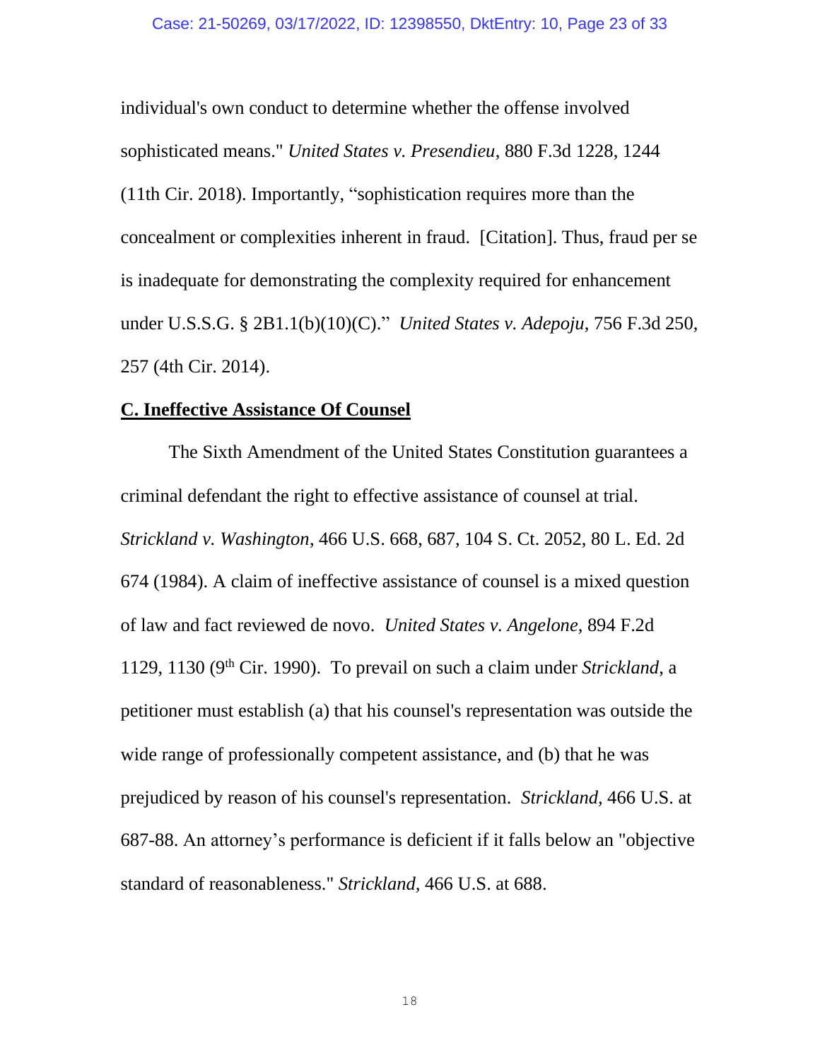individual's own conduct to determine whether the offense involved sophisticated means." *United States v. Presendieu*, 880 F.3d 1228, 1244 (11th Cir. 2018). Importantly, "sophistication requires more than the concealment or complexities inherent in fraud. [Citation]. Thus, fraud per se is inadequate for demonstrating the complexity required for enhancement under U.S.S.G. § 2B1.1(b)(10)(C)." *United States v. Adepoju*, 756 F.3d 250, 257 (4th Cir. 2014).

**C. Ineffective Assistance Of Counsel**

The Sixth Amendment of the United States Constitution guarantees a criminal defendant the right to effective assistance of counsel at trial. *Strickland v. Washington*, 466 U.S. 668, 687, 104 S. Ct. 2052, 80 L. Ed. 2d 674 (1984). A claim of ineffective assistance of counsel is a mixed question of law and fact reviewed de novo. *United States v. Angelone*, 894 F.2d 1129, 1130 (9th Cir. 1990). To prevail on such a claim under *Strickland*, a petitioner must establish (a) that his counsel's representation was outside the wide range of professionally competent assistance, and (b) that he was prejudiced by reason of his counsel's representation. *Strickland*, 466 U.S. at 687-88. An attorney's performance is deficient if it falls below an "objective standard of reasonableness." *Strickland*, 466 U.S. at 688.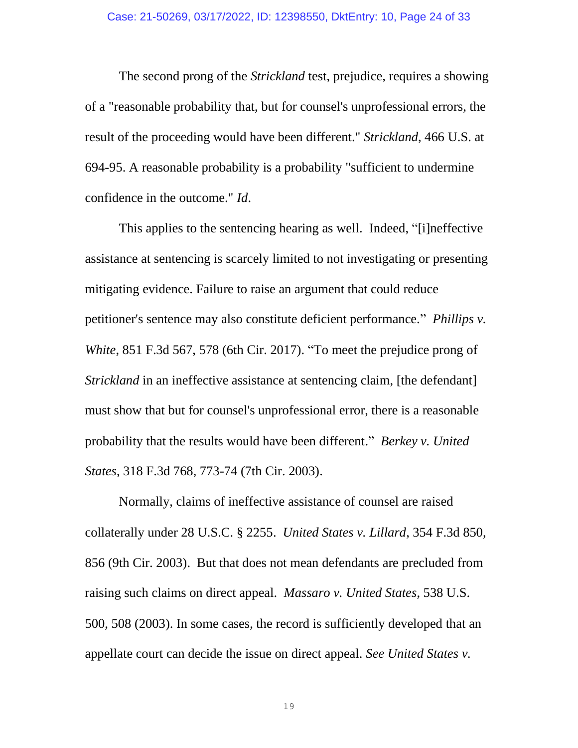The second prong of the *Strickland* test, prejudice, requires a showing of a "reasonable probability that, but for counsel's unprofessional errors, the result of the proceeding would have been different." *Strickland*, 466 U.S. at 694-95. A reasonable probability is a probability "sufficient to undermine confidence in the outcome." *Id*.

This applies to the sentencing hearing as well. Indeed, "[i]neffective assistance at sentencing is scarcely limited to not investigating or presenting mitigating evidence. Failure to raise an argument that could reduce petitioner's sentence may also constitute deficient performance." *Phillips v. White*, 851 F.3d 567, 578 (6th Cir. 2017). "To meet the prejudice prong of *Strickland* in an ineffective assistance at sentencing claim, [the defendant] must show that but for counsel's unprofessional error, there is a reasonable probability that the results would have been different." *Berkey v. United States*, 318 F.3d 768, 773-74 (7th Cir. 2003).

Normally, claims of ineffective assistance of counsel are raised collaterally under 28 U.S.C. § 2255. *United States v. Lillard*, 354 F.3d 850, 856 (9th Cir. 2003). But that does not mean defendants are precluded from raising such claims on direct appeal. *Massaro v. United States*, 538 U.S. 500, 508 (2003). In some cases, the record is sufficiently developed that an appellate court can decide the issue on direct appeal. *See United States v.*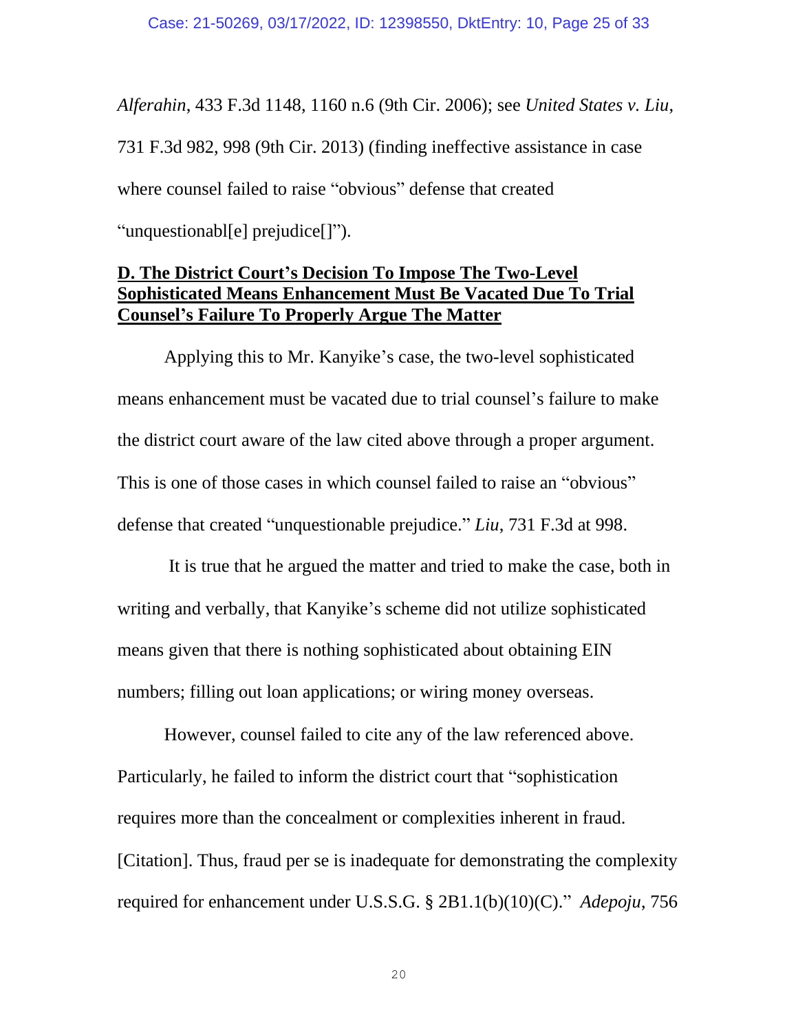*Alferahin*, 433 F.3d 1148, 1160 n.6 (9th Cir. 2006); see *United States v. Liu*, 731 F.3d 982, 998 (9th Cir. 2013) (finding ineffective assistance in case where counsel failed to raise "obvious" defense that created "unquestionabl[e] prejudice[]").

**D. The District Court's Decision To Impose The Two-Level Sophisticated Means Enhancement Must Be Vacated Due To Trial Counsel's Failure To Properly Argue The Matter**

Applying this to Mr. Kanyike's case, the two-level sophisticated means enhancement must be vacated due to trial counsel's failure to make the district court aware of the law cited above through a proper argument. This is one of those cases in which counsel failed to raise an "obvious" defense that created "unquestionable prejudice." *Liu*, 731 F.3d at 998.

It is true that he argued the matter and tried to make the case, both in writing and verbally, that Kanyike's scheme did not utilize sophisticated means given that there is nothing sophisticated about obtaining EIN numbers; filling out loan applications; or wiring money overseas.

However, counsel failed to cite any of the law referenced above. Particularly, he failed to inform the district court that "sophistication requires more than the concealment or complexities inherent in fraud. [Citation]. Thus, fraud per se is inadequate for demonstrating the complexity required for enhancement under U.S.S.G. § 2B1.1(b)(10)(C)." *Adepoju*, 756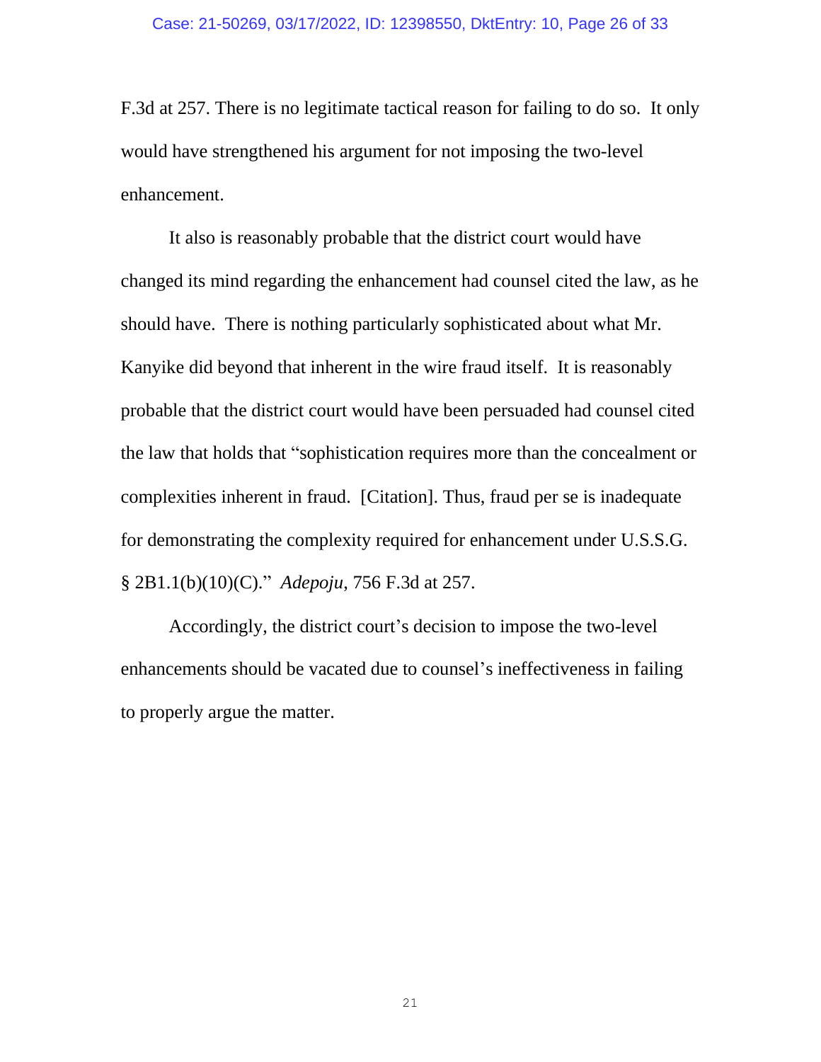F.3d at 257. There is no legitimate tactical reason for failing to do so. It only would have strengthened his argument for not imposing the two-level enhancement.

It also is reasonably probable that the district court would have changed its mind regarding the enhancement had counsel cited the law, as he should have. There is nothing particularly sophisticated about what Mr. Kanyike did beyond that inherent in the wire fraud itself. It is reasonably probable that the district court would have been persuaded had counsel cited the law that holds that "sophistication requires more than the concealment or complexities inherent in fraud. [Citation]. Thus, fraud per se is inadequate for demonstrating the complexity required for enhancement under U.S.S.G. § 2B1.1(b)(10)(C)." *Adepoju*, 756 F.3d at 257.

Accordingly, the district court's decision to impose the two-level enhancements should be vacated due to counsel's ineffectiveness in failing to properly argue the matter.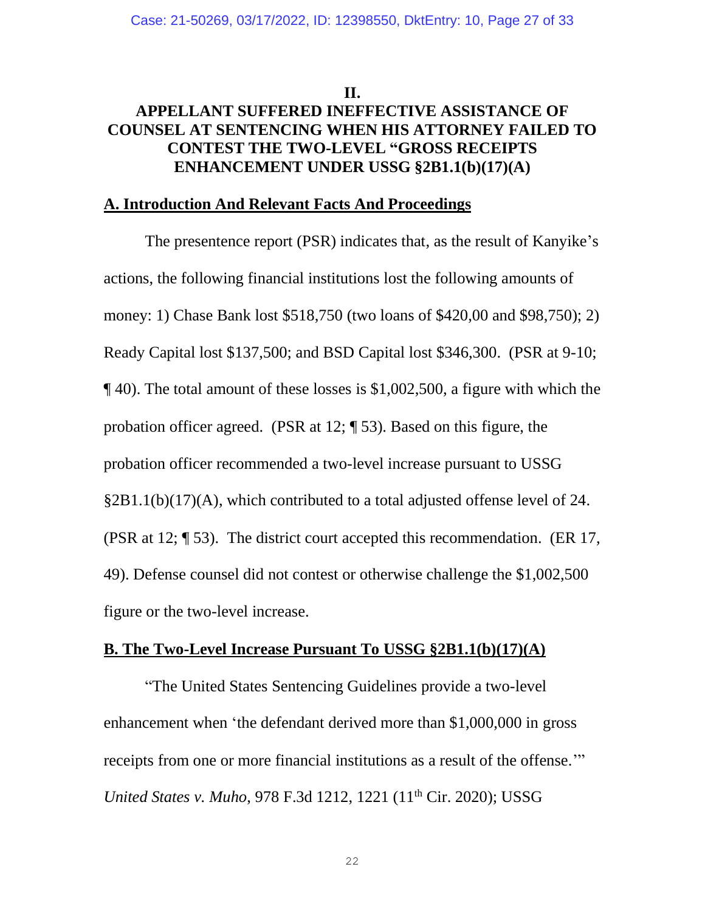## II.

## APPELLANT SUFFERED INEFFECTIVE ASSISTANCE OF COUNSEL AT SENTENCING WHEN HIS ATTORNEY FAILED TO CONTEST THE TWO-LEVEL "GROSS RECEIPTS ENHANCEMENT UNDER USSG §2B1.1(b)(17)(A)

### A. Introduction And Relevant Facts And Proceedings

The presentence report (PSR) indicates that, as the result of Kanyike's actions, the following financial institutions lost the following amounts of money: 1) Chase Bank lost $518,750 (two loans of $420,00 and $98,750); 2) Ready Capital lost $137,500; and BSD Capital lost $346,300. (PSR at 9-10; ¶ 40). The total amount of these losses is $1,002,500, a figure with which the probation officer agreed. (PSR at 12; ¶ 53). Based on this figure, the probation officer recommended a two-level increase pursuant to USSG §2B1.1(b)(17)(A), which contributed to a total adjusted offense level of 24. (PSR at 12; ¶ 53). The district court accepted this recommendation. (ER 17, 49). Defense counsel did not contest or otherwise challenge the $1,002,500 figure or the two-level increase.

### B. The Two-Level Increase Pursuant To USSG §2B1.1(b)(17)(A)

"The United States Sentencing Guidelines provide a two-level enhancement when 'the defendant derived more than $1,000,000 in gross receipts from one or more financial institutions as a result of the offense.'" *United States v. Muho*, 978 F.3d 1212, 1221 (11th Cir. 2020); USSG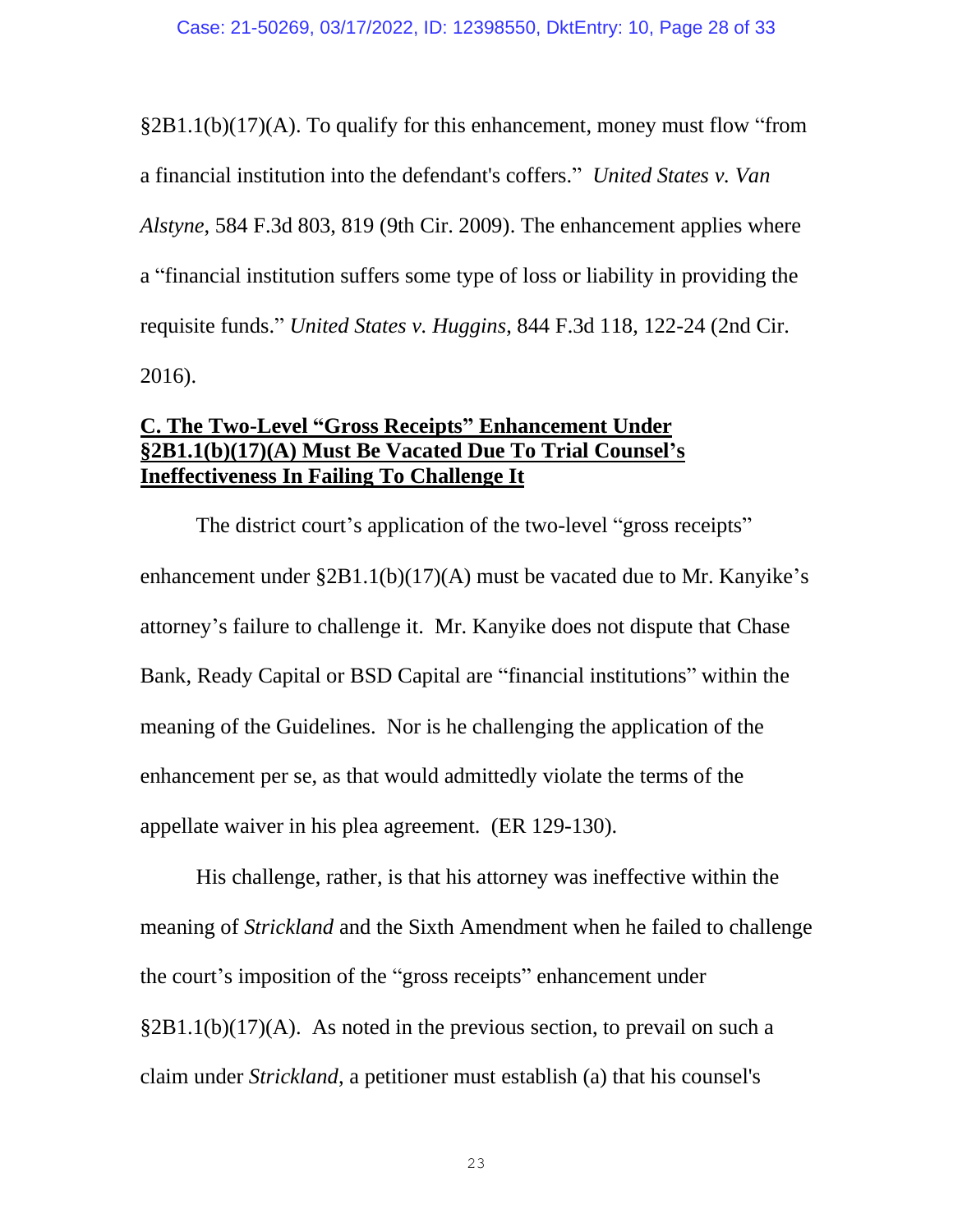§2B1.1(b)(17)(A). To qualify for this enhancement, money must flow "from a financial institution into the defendant's coffers." *United States v. Van Alstyne*, 584 F.3d 803, 819 (9th Cir. 2009). The enhancement applies where a "financial institution suffers some type of loss or liability in providing the requisite funds." *United States v. Huggins*, 844 F.3d 118, 122-24 (2nd Cir. 2016).

**C. The Two-Level "Gross Receipts" Enhancement Under §2B1.1(b)(17)(A) Must Be Vacated Due To Trial Counsel's Ineffectiveness In Failing To Challenge It**

The district court's application of the two-level "gross receipts" enhancement under §2B1.1(b)(17)(A) must be vacated due to Mr. Kanyike's attorney's failure to challenge it. Mr. Kanyike does not dispute that Chase Bank, Ready Capital or BSD Capital are "financial institutions" within the meaning of the Guidelines. Nor is he challenging the application of the enhancement per se, as that would admittedly violate the terms of the appellate waiver in his plea agreement. (ER 129-130).

His challenge, rather, is that his attorney was ineffective within the meaning of *Strickland* and the Sixth Amendment when he failed to challenge the court's imposition of the "gross receipts" enhancement under §2B1.1(b)(17)(A). As noted in the previous section, to prevail on such a claim under *Strickland*, a petitioner must establish (a) that his counsel's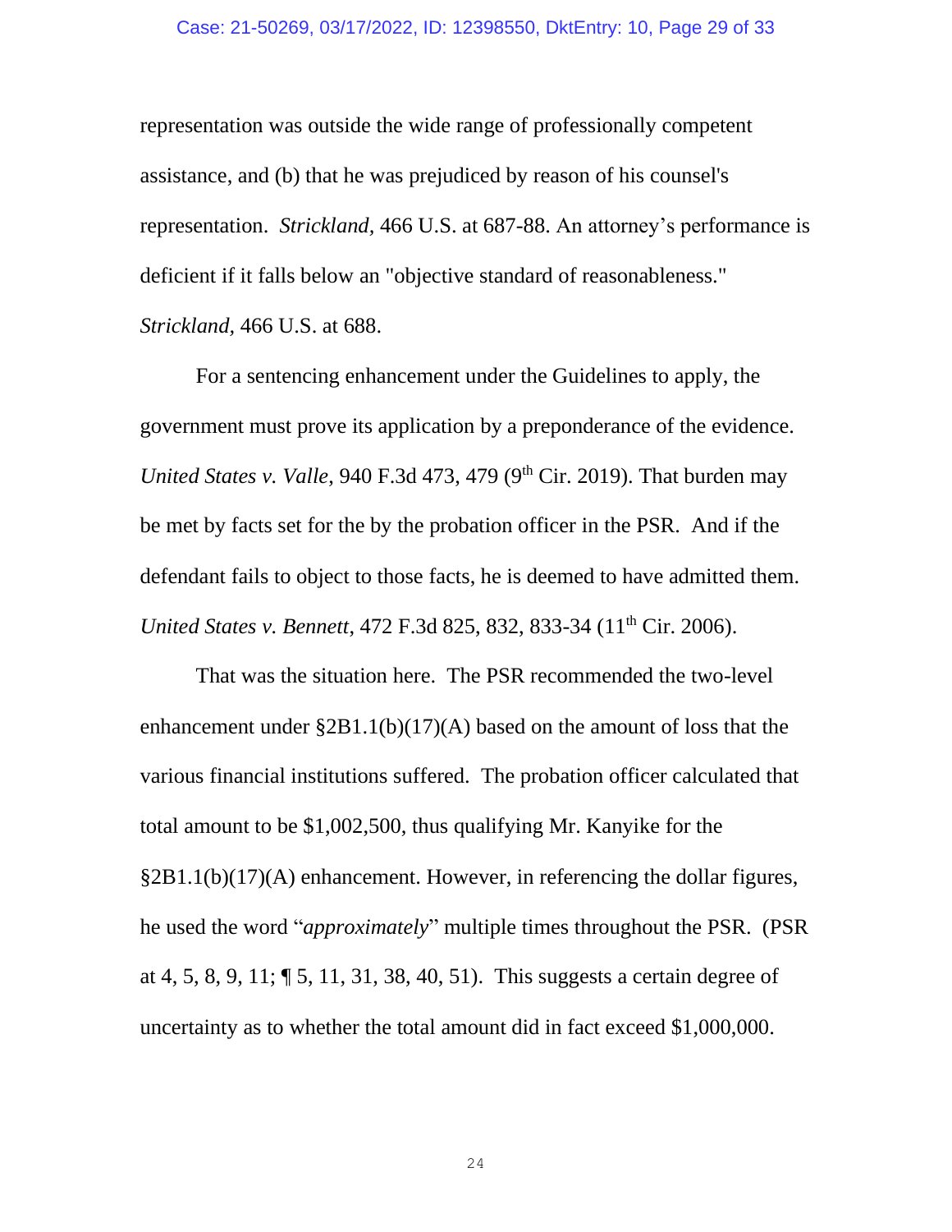representation was outside the wide range of professionally competent assistance, and (b) that he was prejudiced by reason of his counsel's representation. *Strickland*, 466 U.S. at 687-88. An attorney's performance is deficient if it falls below an "objective standard of reasonableness." *Strickland*, 466 U.S. at 688.

For a sentencing enhancement under the Guidelines to apply, the government must prove its application by a preponderance of the evidence. *United States v. Valle*, 940 F.3d 473, 479 (9th Cir. 2019). That burden may be met by facts set for the by the probation officer in the PSR. And if the defendant fails to object to those facts, he is deemed to have admitted them. *United States v. Bennett*, 472 F.3d 825, 832, 833-34 (11th Cir. 2006).

That was the situation here. The PSR recommended the two-level enhancement under §2B1.1(b)(17)(A) based on the amount of loss that the various financial institutions suffered. The probation officer calculated that total amount to be $1,002,500, thus qualifying Mr. Kanyike for the §2B1.1(b)(17)(A) enhancement. However, in referencing the dollar figures, he used the word "*approximately*" multiple times throughout the PSR. (PSR at 4, 5, 8, 9, 11; ¶ 5, 11, 31, 38, 40, 51). This suggests a certain degree of uncertainty as to whether the total amount did in fact exceed $1,000,000.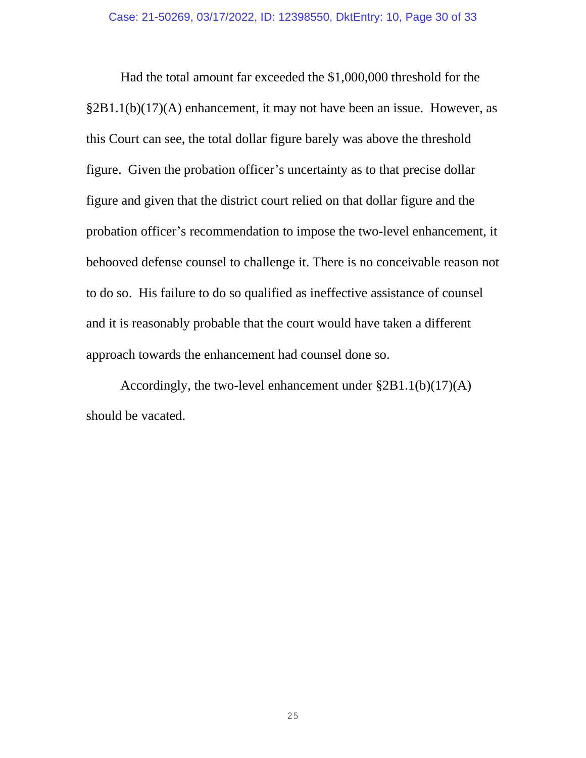Had the total amount far exceeded the $1,000,000 threshold for the §2B1.1(b)(17)(A) enhancement, it may not have been an issue. However, as this Court can see, the total dollar figure barely was above the threshold figure. Given the probation officer's uncertainty as to that precise dollar figure and given that the district court relied on that dollar figure and the probation officer's recommendation to impose the two-level enhancement, it behooved defense counsel to challenge it. There is no conceivable reason not to do so. His failure to do so qualified as ineffective assistance of counsel and it is reasonably probable that the court would have taken a different approach towards the enhancement had counsel done so.

Accordingly, the two-level enhancement under §2B1.1(b)(17)(A) should be vacated.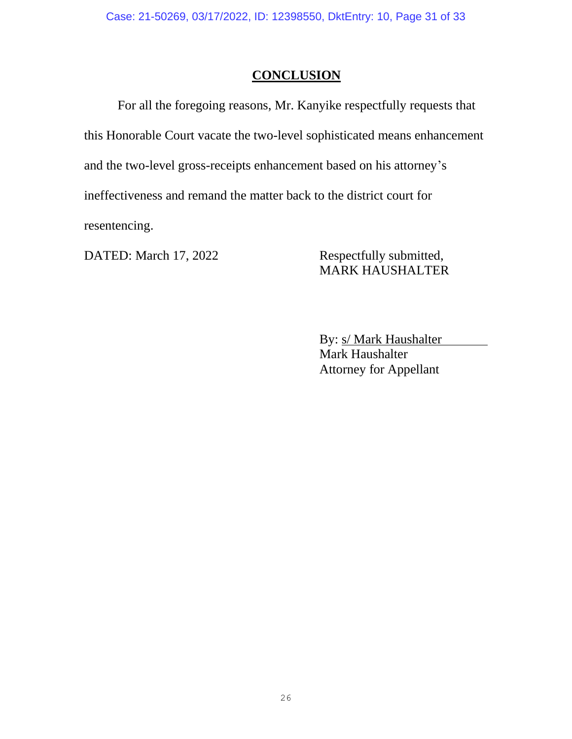## CONCLUSION

For all the foregoing reasons, Mr. Kanyike respectfully requests that this Honorable Court vacate the two-level sophisticated means enhancement and the two-level gross-receipts enhancement based on his attorney's ineffectiveness and remand the matter back to the district court for resentencing.

DATED: March 17, 2022

Respectfully submitted,
MARK HAUSHALTER

By: s/ Mark Haushalter
Mark Haushalter
Attorney for Appellant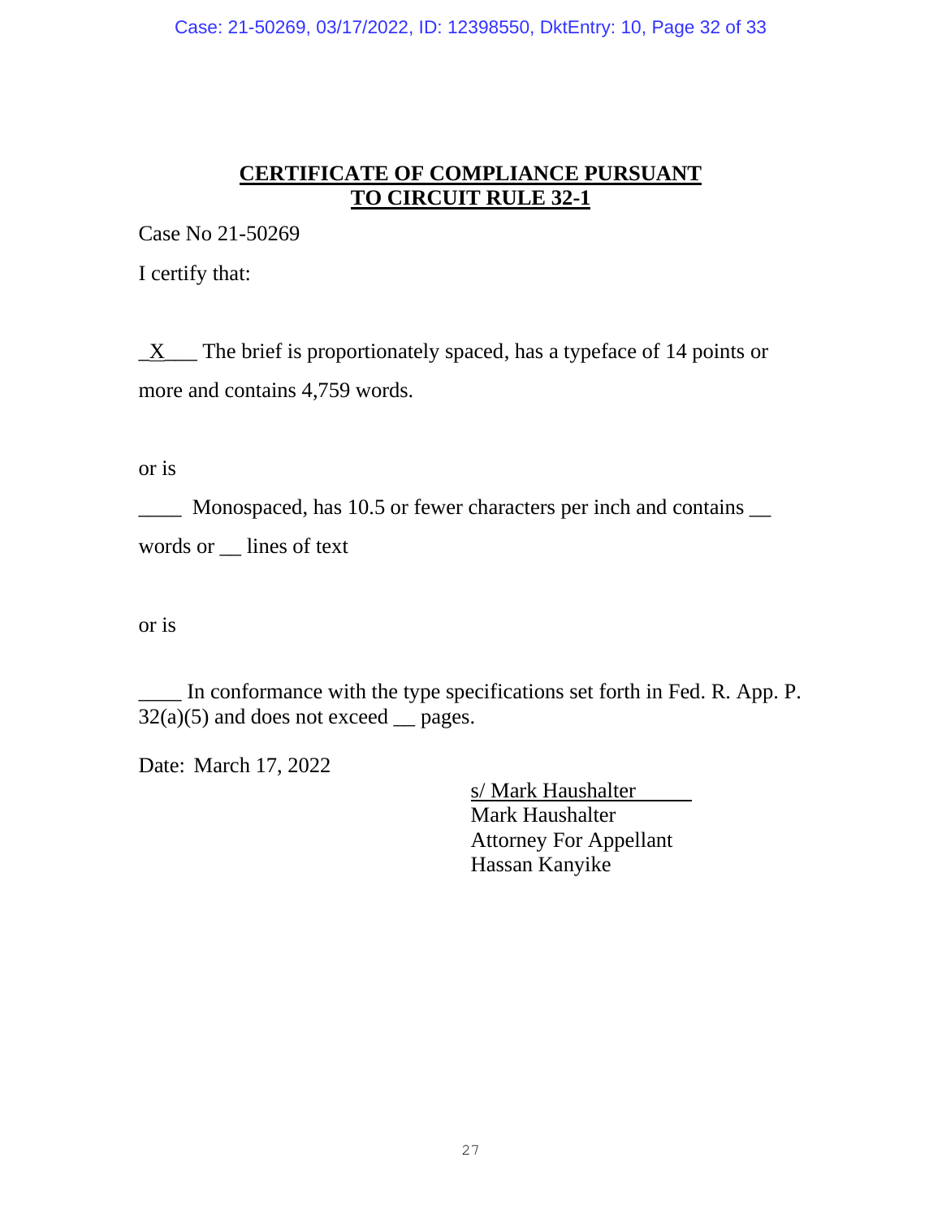## CERTIFICATE OF COMPLIANCE PURSUANT TO CIRCUIT RULE 32-1

Case No 21-50269

I certify that:

_X___ The brief is proportionately spaced, has a typeface of 14 points or more and contains 4,759 words.

or is

____ Monospaced, has 10.5 or fewer characters per inch and contains __ words or __ lines of text

or is

____ In conformance with the type specifications set forth in Fed. R. App. P. 32(a)(5) and does not exceed __ pages.

Date: March 17, 2022

s/ Mark Haushalter
Mark Haushalter
Attorney For Appellant
Hassan Kanyike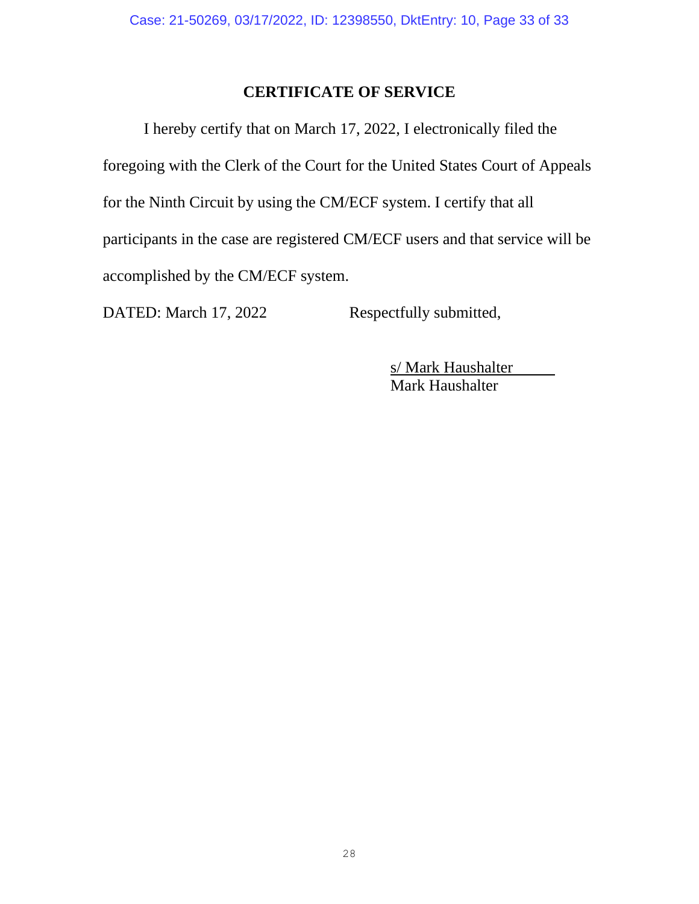## CERTIFICATE OF SERVICE

I hereby certify that on March 17, 2022, I electronically filed the foregoing with the Clerk of the Court for the United States Court of Appeals for the Ninth Circuit by using the CM/ECF system. I certify that all participants in the case are registered CM/ECF users and that service will be accomplished by the CM/ECF system.

DATED: March 17, 2022

Respectfully submitted,

s/ Mark Haushalter
Mark Haushalter